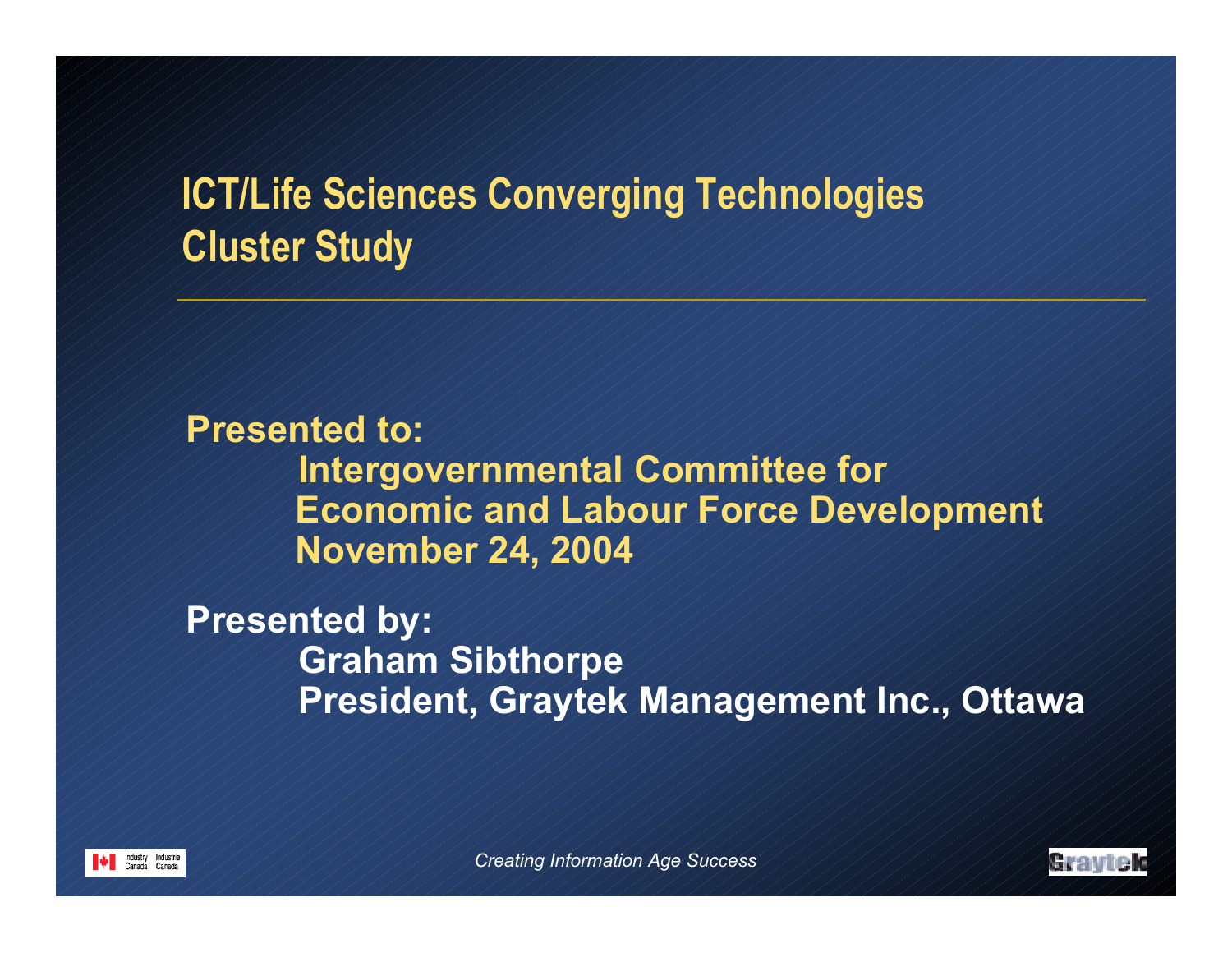# ICT/Life Sciences Converging Technologies Cluster Study

**Presented to:**

**Intergovernmental Committee for Economic and Labour Force Development**

**November 24, 2004**

**Presented by:**

**Graham Sibthorpe**

**President, Graytek Management Inc., Ottawa**

*Creating Information Age Success*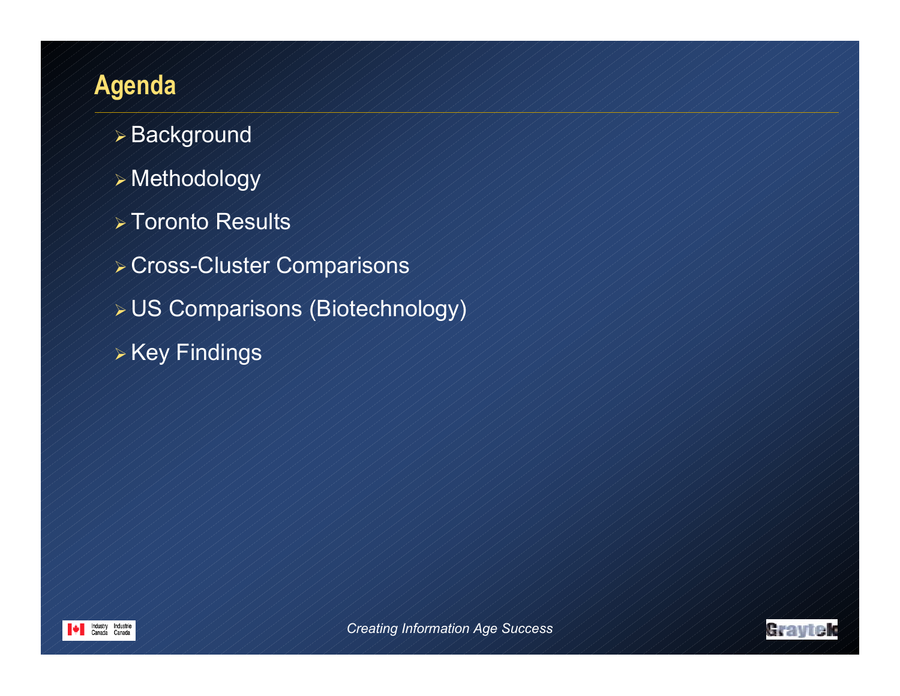# Agenda

- Background
- Methodology
- Toronto Results
- Cross-Cluster Comparisons
- US Comparisons (Biotechnology)
- Key Findings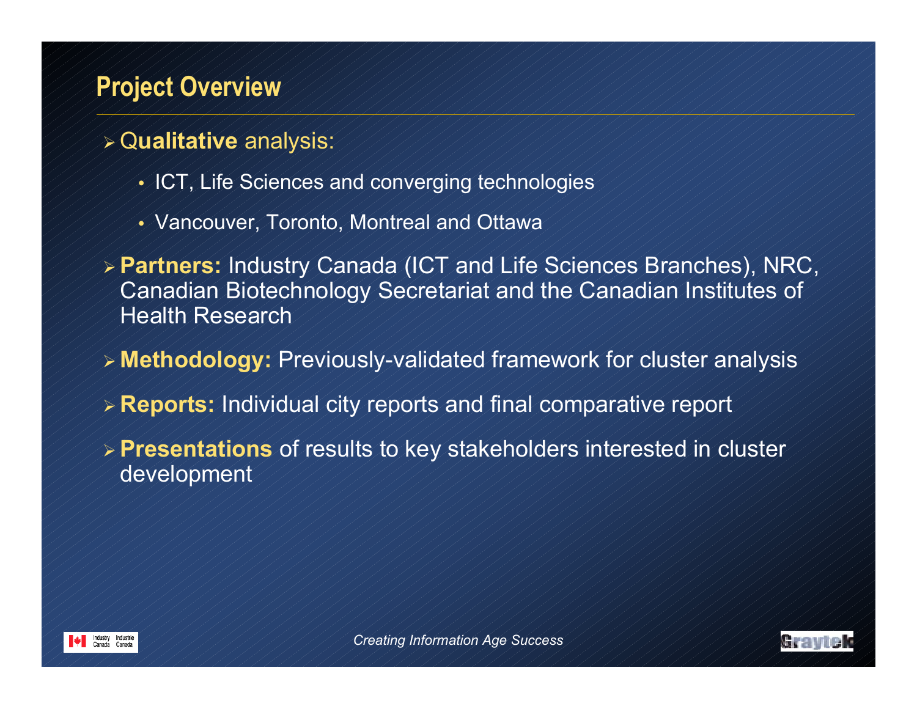## Project Overview

- **Qualitative** analysis:
  - ICT, Life Sciences and converging technologies
  - Vancouver, Toronto, Montreal and Ottawa
- **Partners:** Industry Canada (ICT and Life Sciences Branches), NRC, Canadian Biotechnology Secretariat and the Canadian Institutes of Health Research
- **Methodology:** Previously-validated framework for cluster analysis
- **Reports:** Individual city reports and final comparative report
- **Presentations** of results to key stakeholders interested in cluster development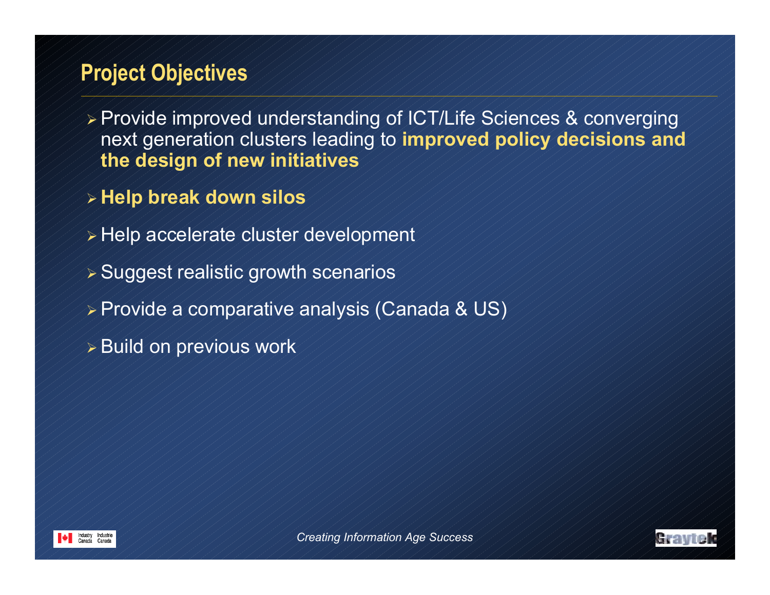## Project Objectives

- Provide improved understanding of ICT/Life Sciences & converging next generation clusters leading to **improved policy decisions and the design of new initiatives**
- **Help break down silos**
- Help accelerate cluster development
- Suggest realistic growth scenarios
- Provide a comparative analysis (Canada & US)
- Build on previous work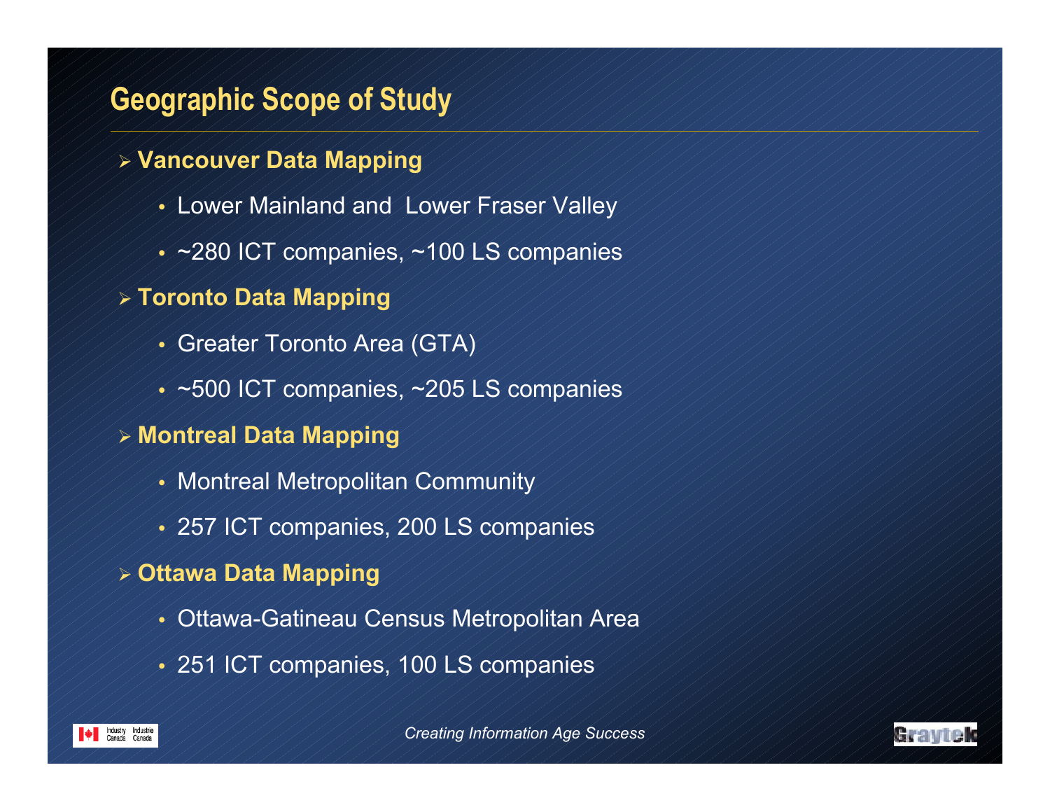# Geographic Scope of Study

- **Vancouver Data Mapping**
  - Lower Mainland and Lower Fraser Valley
  - ~280 ICT companies, ~100 LS companies
- **Toronto Data Mapping**
  - Greater Toronto Area (GTA)
  - ~500 ICT companies, ~205 LS companies
- **Montreal Data Mapping**
  - Montreal Metropolitan Community
  - 257 ICT companies, 200 LS companies
- **Ottawa Data Mapping**
  - Ottawa-Gatineau Census Metropolitan Area
  - 251 ICT companies, 100 LS companies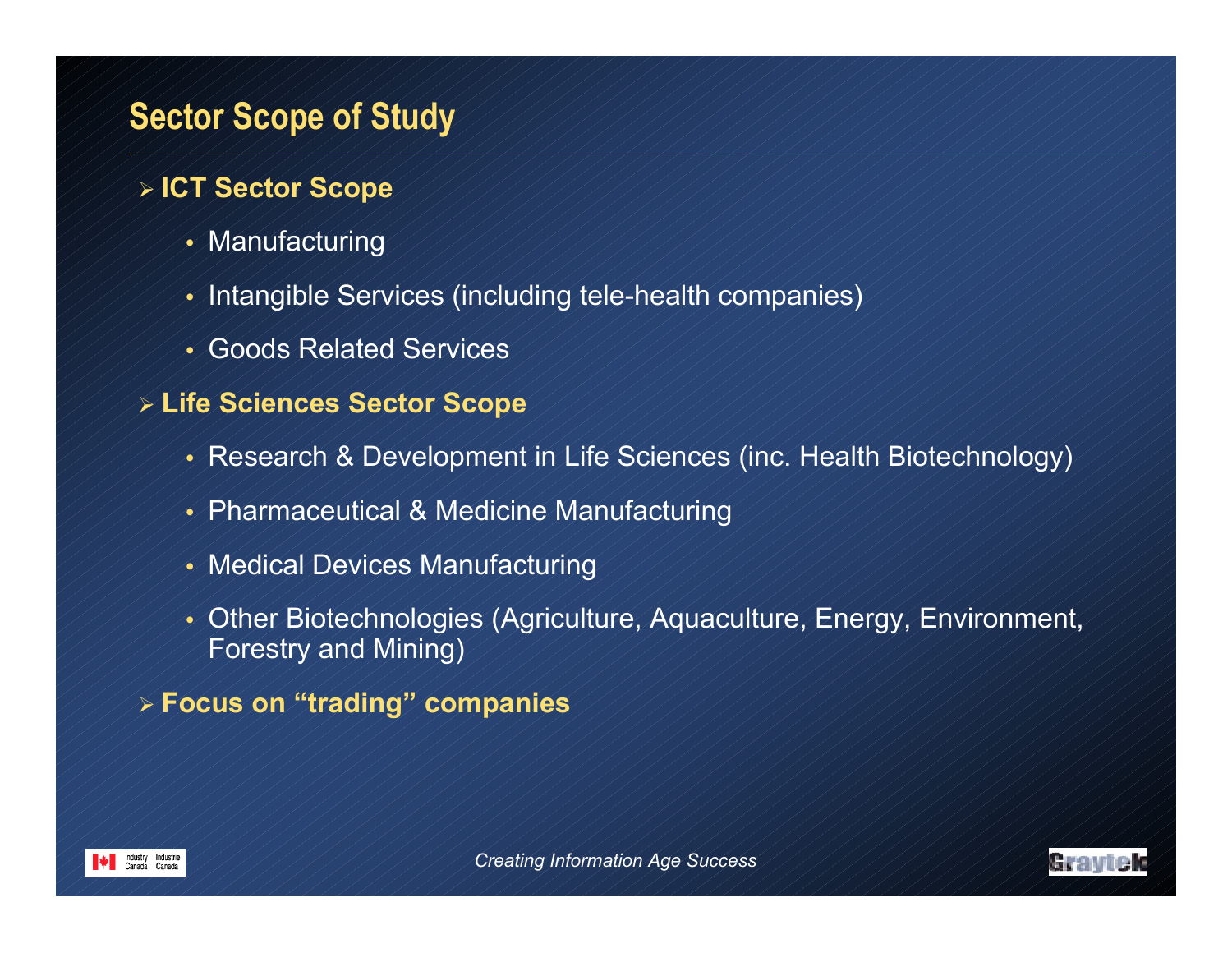## Sector Scope of Study

- **ICT Sector Scope**
  - Manufacturing
  - Intangible Services (including tele-health companies)
  - Goods Related Services
- **Life Sciences Sector Scope**
  - Research & Development in Life Sciences (inc. Health Biotechnology)
  - Pharmaceutical & Medicine Manufacturing
  - Medical Devices Manufacturing
  - Other Biotechnologies (Agriculture, Aquaculture, Energy, Environment, Forestry and Mining)
- **Focus on "trading" companies**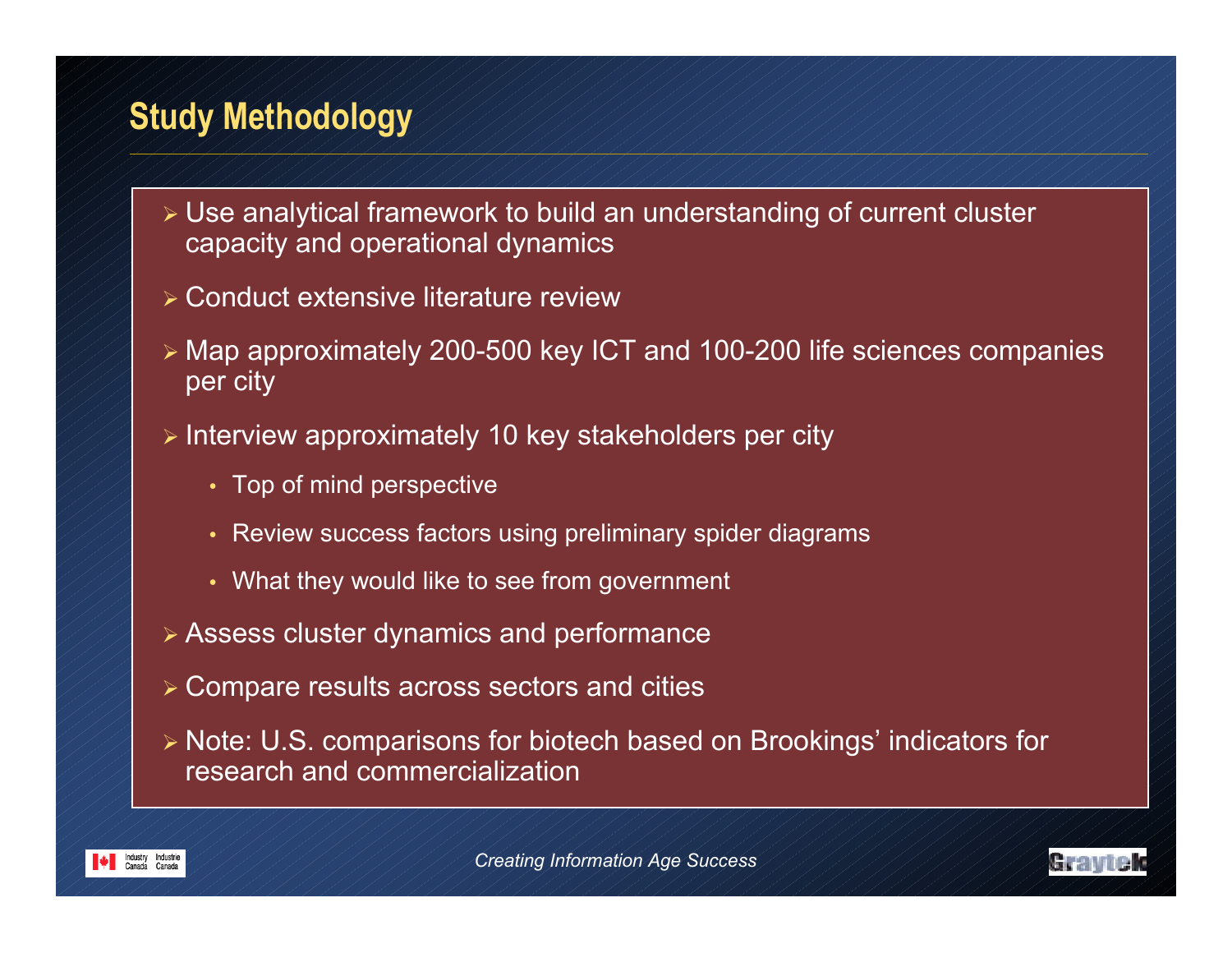## Study Methodology

- Use analytical framework to build an understanding of current cluster capacity and operational dynamics
- Conduct extensive literature review
- Map approximately 200-500 key ICT and 100-200 life sciences companies per city
- Interview approximately 10 key stakeholders per city
  - Top of mind perspective
  - Review success factors using preliminary spider diagrams
  - What they would like to see from government
- Assess cluster dynamics and performance
- Compare results across sectors and cities
- Note: U.S. comparisons for biotech based on Brookings' indicators for research and commercialization

*Creating Information Age Success*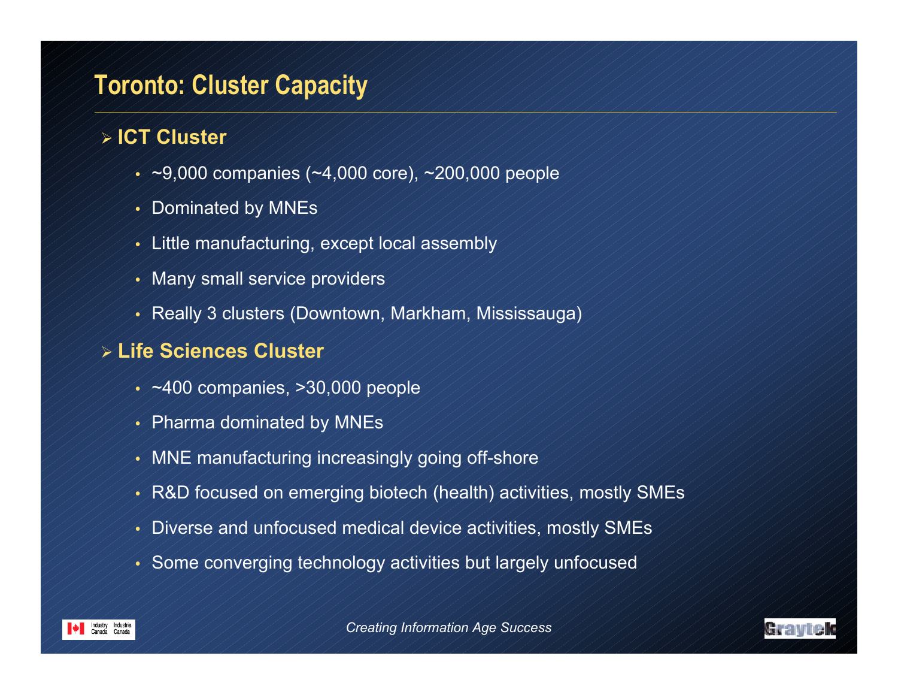# Toronto: Cluster Capacity

## ICT Cluster

- ~9,000 companies (~4,000 core), ~200,000 people
- Dominated by MNEs
- Little manufacturing, except local assembly
- Many small service providers
- Really 3 clusters (Downtown, Markham, Mississauga)

## Life Sciences Cluster

- ~400 companies, >30,000 people
- Pharma dominated by MNEs
- MNE manufacturing increasingly going off-shore
- R&D focused on emerging biotech (health) activities, mostly SMEs
- Diverse and unfocused medical device activities, mostly SMEs
- Some converging technology activities but largely unfocused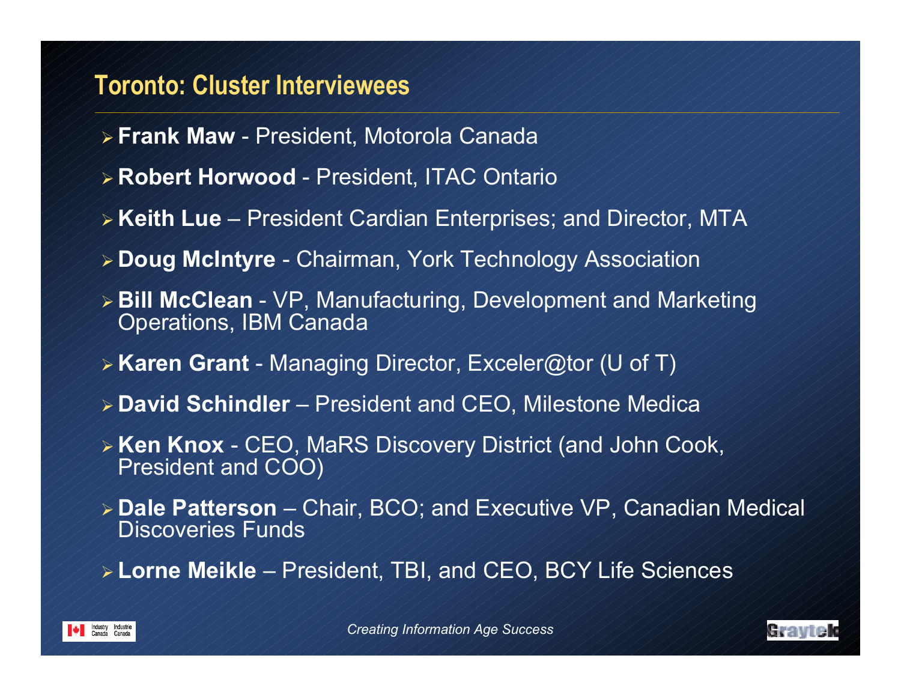## Toronto: Cluster Interviewees

- **Frank Maw** - President, Motorola Canada
- **Robert Horwood** - President, ITAC Ontario
- **Keith Lue** – President Cardian Enterprises; and Director, MTA
- **Doug McIntyre** - Chairman, York Technology Association
- **Bill McClean** - VP, Manufacturing, Development and Marketing Operations, IBM Canada
- **Karen Grant** - Managing Director, Exceler@tor (U of T)
- **David Schindler** – President and CEO, Milestone Medica
- **Ken Knox** - CEO, MaRS Discovery District (and John Cook, President and COO)
- **Dale Patterson** – Chair, BCO; and Executive VP, Canadian Medical Discoveries Funds
- **Lorne Meikle** – President, TBI, and CEO, BCY Life Sciences

*Creating Information Age Success*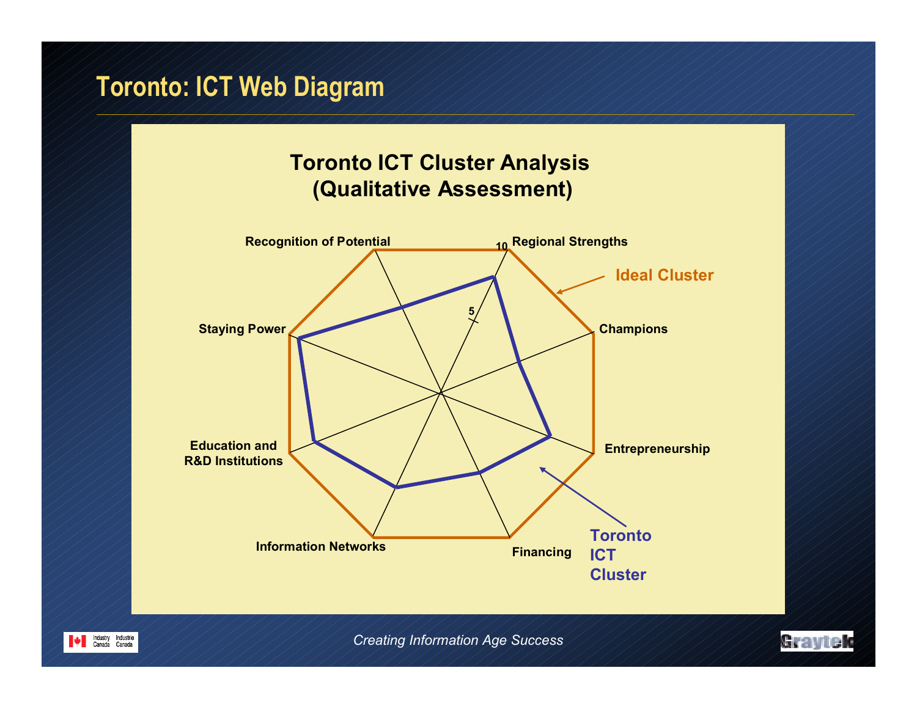# Toronto: ICT Web Diagram

## Toronto ICT Cluster Analysis (Qualitative Assessment)

Recognition of Potential

10 Regional Strengths

5

Ideal Cluster

Champions

Staying Power

Education and R&D Institutions

Entrepreneurship

Information Networks

Financing

Toronto ICT Cluster

*Creating Information Age Success*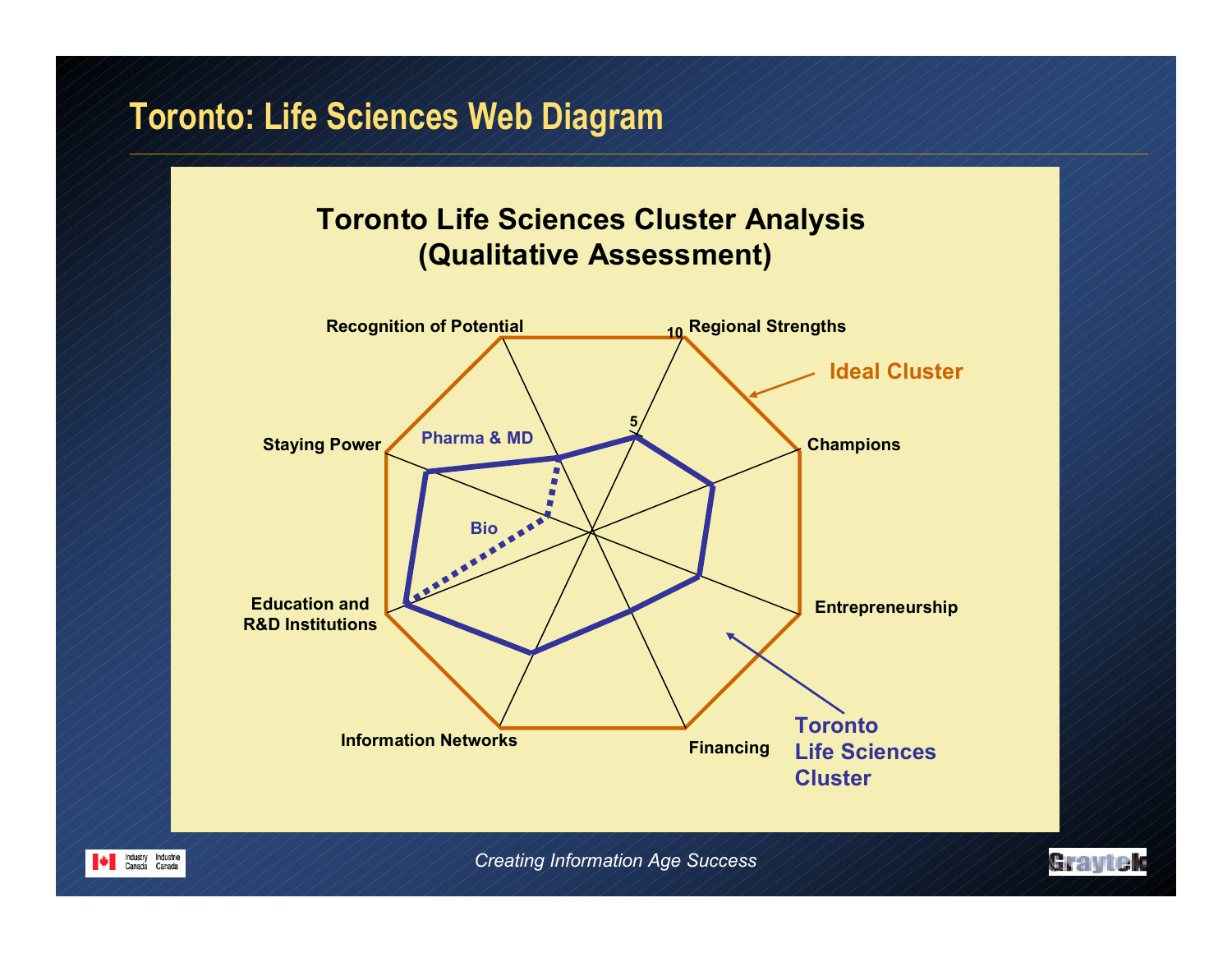# Toronto: Life Sciences Web Diagram

**Toronto Life Sciences Cluster Analysis (Qualitative Assessment)**

Recognition of Potential

Regional Strengths

10

5

Ideal Cluster

Champions

Staying Power

Pharma & MD

Bio

Entrepreneurship

Education and R&D Institutions

Information Networks

Financing

Toronto Life Sciences Cluster

*Creating Information Age Success*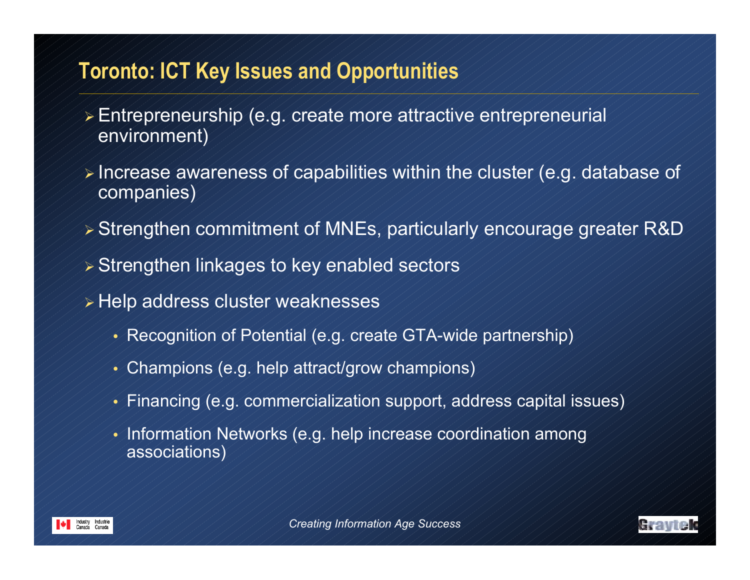## Toronto: ICT Key Issues and Opportunities

- Entrepreneurship (e.g. create more attractive entrepreneurial environment)
- Increase awareness of capabilities within the cluster (e.g. database of companies)
- Strengthen commitment of MNEs, particularly encourage greater R&D
- Strengthen linkages to key enabled sectors
- Help address cluster weaknesses
  - Recognition of Potential (e.g. create GTA-wide partnership)
  - Champions (e.g. help attract/grow champions)
  - Financing (e.g. commercialization support, address capital issues)
  - Information Networks (e.g. help increase coordination among associations)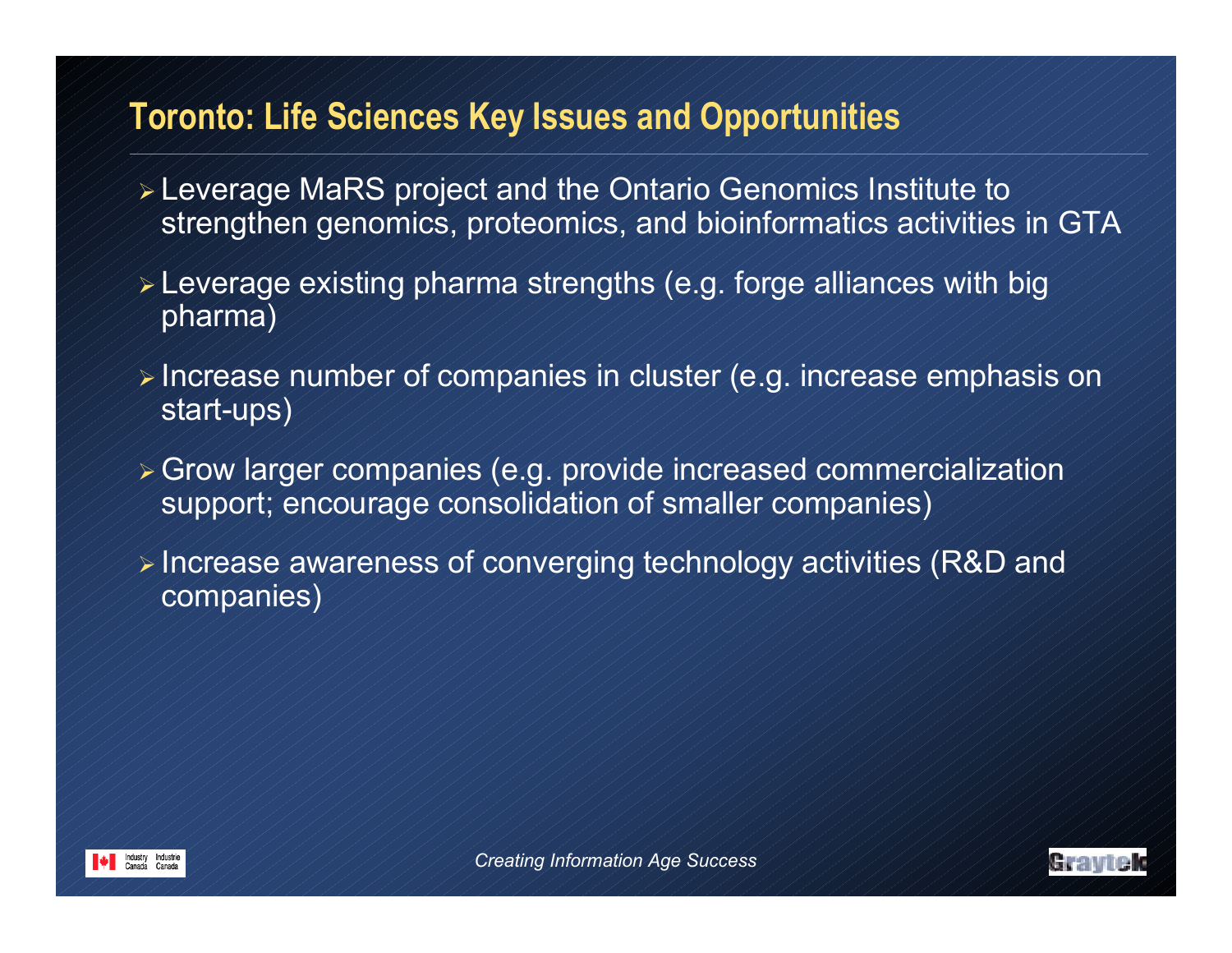## Toronto: Life Sciences Key Issues and Opportunities

- Leverage MaRS project and the Ontario Genomics Institute to strengthen genomics, proteomics, and bioinformatics activities in GTA
- Leverage existing pharma strengths (e.g. forge alliances with big pharma)
- Increase number of companies in cluster (e.g. increase emphasis on start-ups)
- Grow larger companies (e.g. provide increased commercialization support; encourage consolidation of smaller companies)
- Increase awareness of converging technology activities (R&D and companies)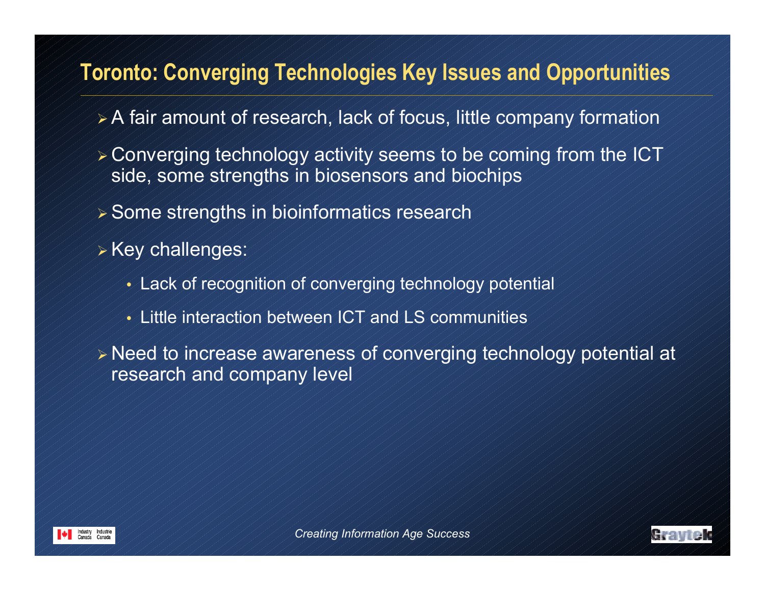# Toronto: Converging Technologies Key Issues and Opportunities

- A fair amount of research, lack of focus, little company formation
- Converging technology activity seems to be coming from the ICT side, some strengths in biosensors and biochips
- Some strengths in bioinformatics research
- Key challenges:
  - Lack of recognition of converging technology potential
  - Little interaction between ICT and LS communities
- Need to increase awareness of converging technology potential at research and company level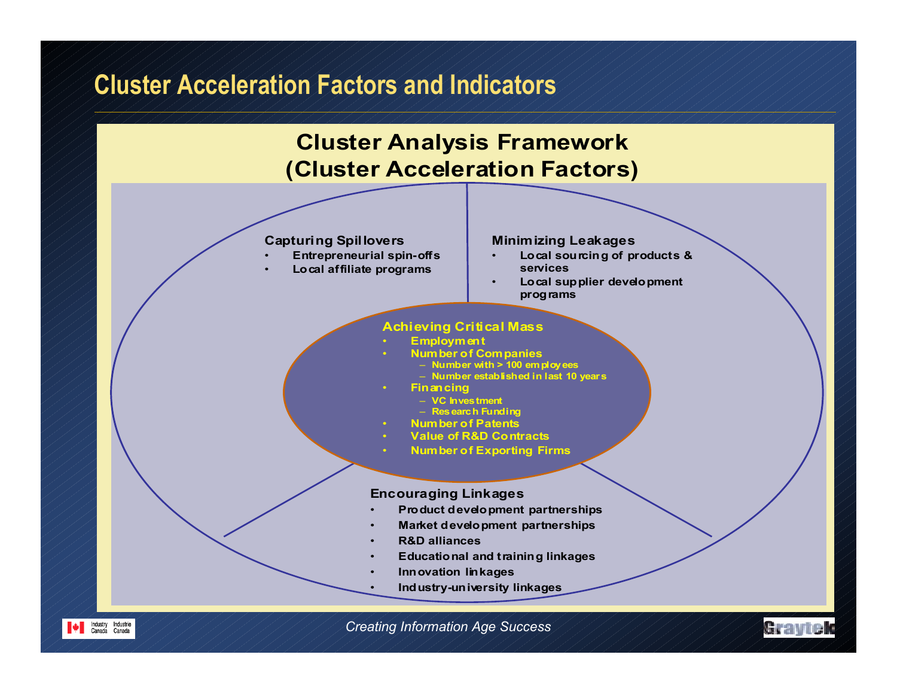# Cluster Acceleration Factors and Indicators

## Cluster Analysis Framework (Cluster Acceleration Factors)

**Capturing Spillovers**

- Entrepreneurial spin-offs
- Local affiliate programs

**Minimizing Leakages**

- Local sourcing of products & services
- Local supplier development programs

**Achieving Critical Mass**

- Employment
- Number of Companies
  - Number with > 100 employees
  - Number established in last 10 years
- Financing
  - VC Investment
  - Research Funding
- Number of Patents
- Value of R&D Contracts
- Number of Exporting Firms

**Encouraging Linkages**

- Product development partnerships
- Market development partnerships
- R&D alliances
- Educational and training linkages
- Innovation linkages
- Industry-university linkages

*Creating Information Age Success*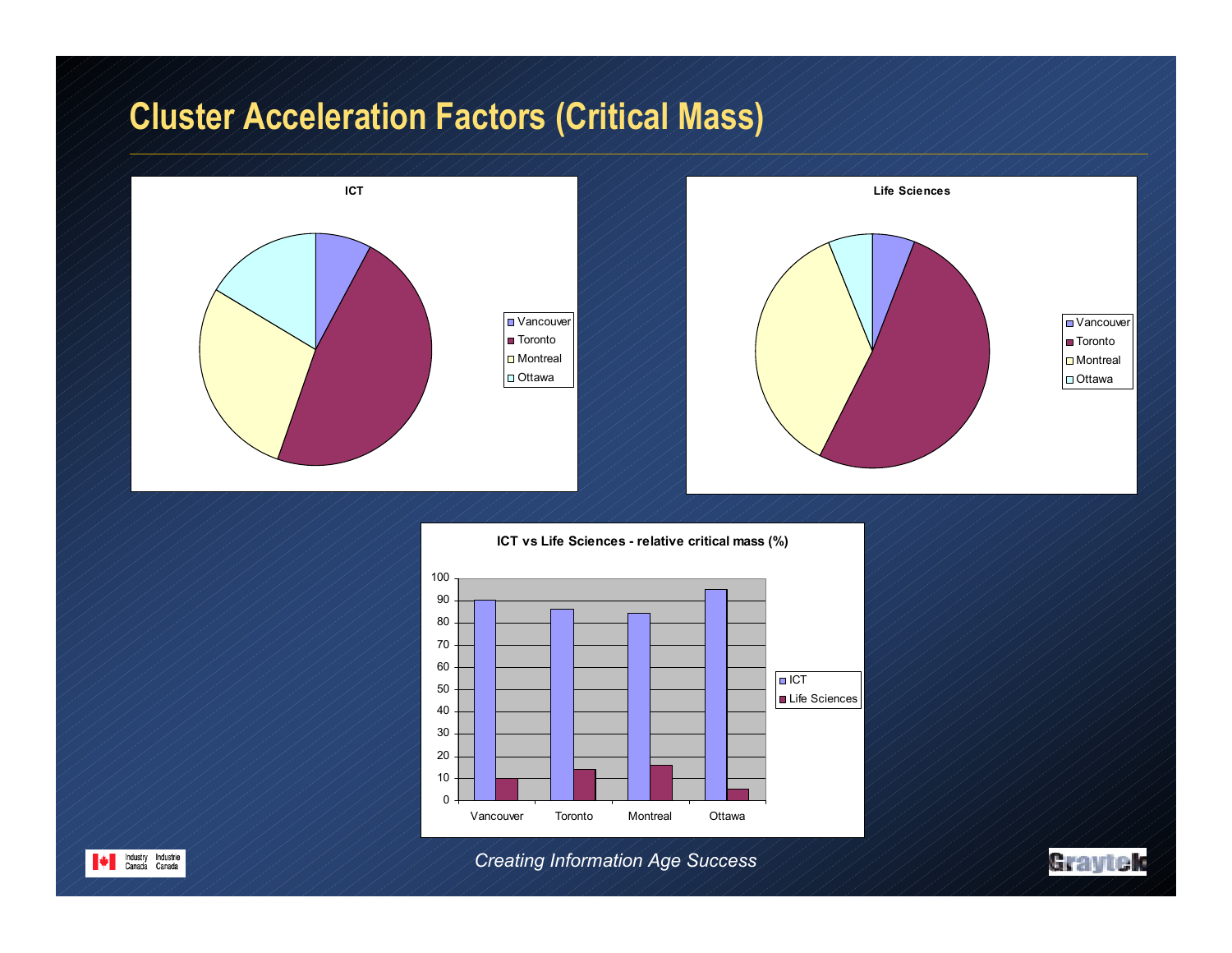# Cluster Acceleration Factors (Critical Mass)

**ICT**

- Vancouver
- Toronto
- Montreal
- Ottawa

**Life Sciences**

- Vancouver
- Toronto
- Montreal
- Ottawa

**ICT vs Life Sciences - relative critical mass (%)**

100
90
80
70
60
50
40
30
20
10
0

Vancouver Toronto Montreal Ottawa

- ICT
- Life Sciences

*Creating Information Age Success*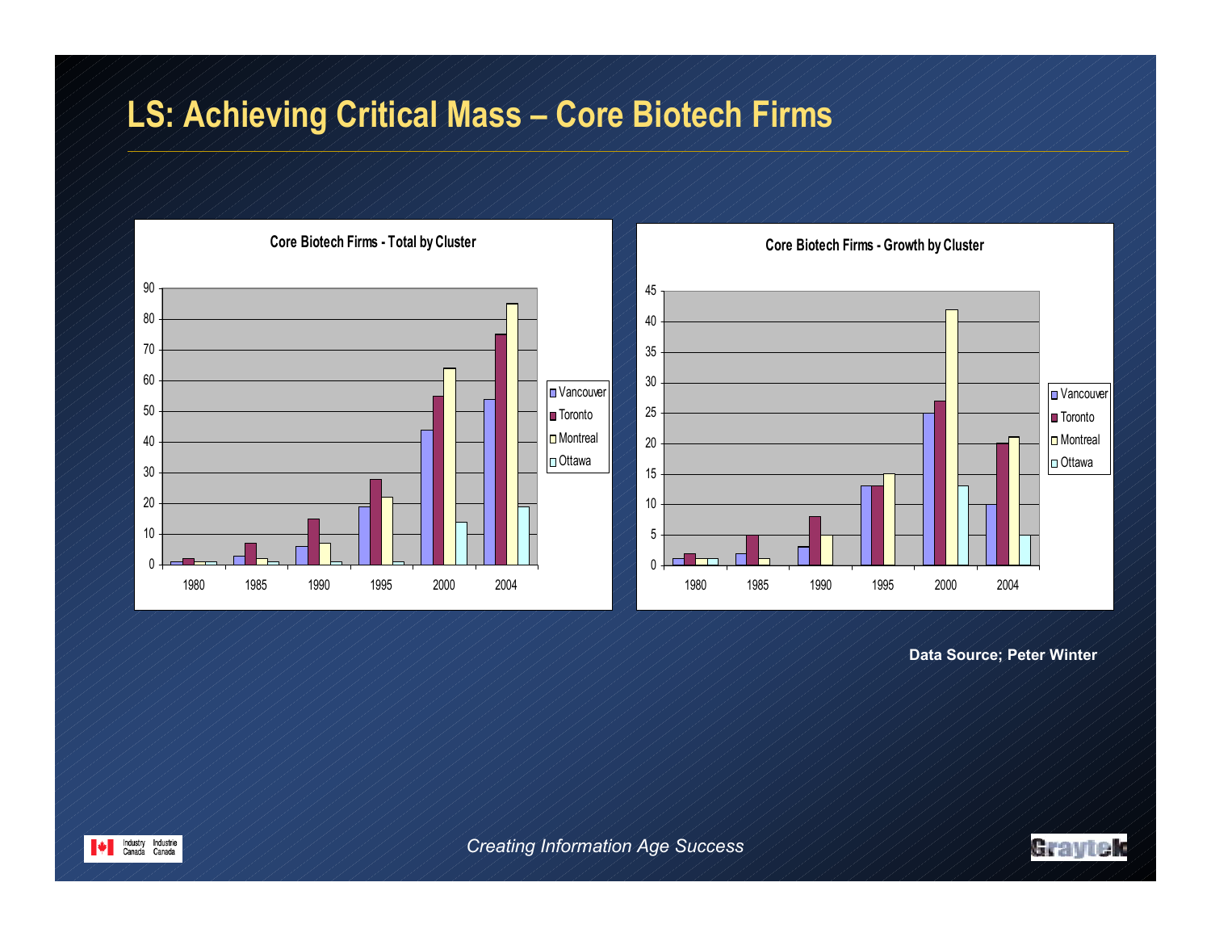# LS: Achieving Critical Mass – Core Biotech Firms

**Core Biotech Firms - Total by Cluster**

| | Vancouver | Toronto | Montreal | Ottawa |
|---|---|---|---|---|
| 1980 | 1 | 2 | 1 | 1 |
| 1985 | 3 | 7 | 2 | 1 |
| 1990 | 6 | 15 | 7 | 1 |
| 1995 | 19 | 28 | 22 | 1 |
| 2000 | 44 | 55 | 64 | 14 |
| 2004 | 54 | 75 | 85 | 19 |

**Core Biotech Firms - Growth by Cluster**

| | Vancouver | Toronto | Montreal | Ottawa |
|---|---|---|---|---|
| 1980 | 1 | 2 | 1 | 1 |
| 1985 | 2 | 5 | 1 | 0 |
| 1990 | 3 | 8 | 5 | 0 |
| 1995 | 13 | 13 | 15 | 0 |
| 2000 | 25 | 27 | 42 | 13 |
| 2004 | 10 | 20 | 21 | 5 |

**Data Source; Peter Winter**

*Creating Information Age Success*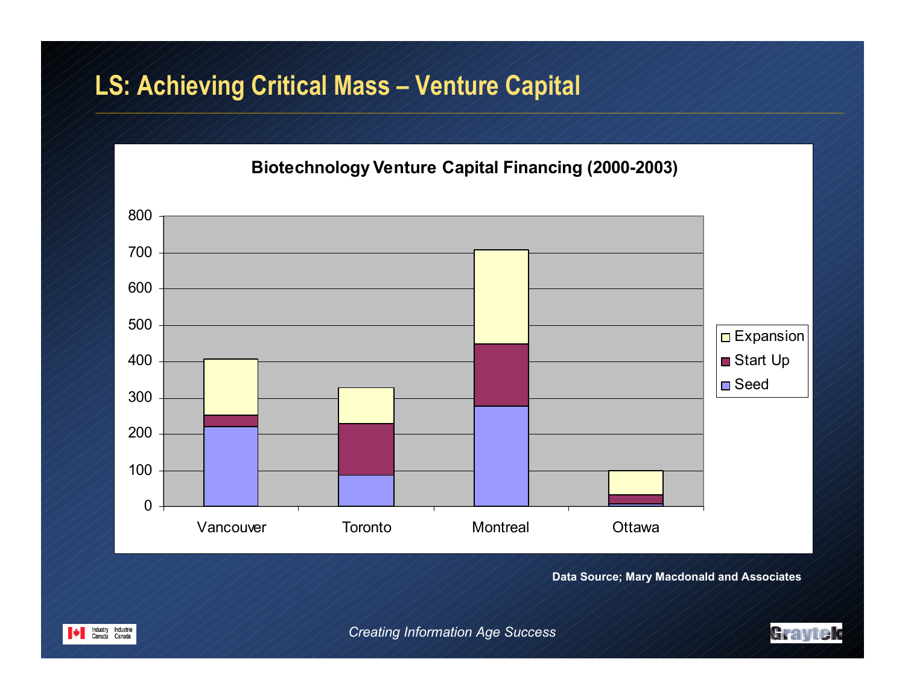# LS: Achieving Critical Mass – Venture Capital

**Biotechnology Venture Capital Financing (2000-2003)**

Data Source; Mary Macdonald and Associates

*Creating Information Age Success*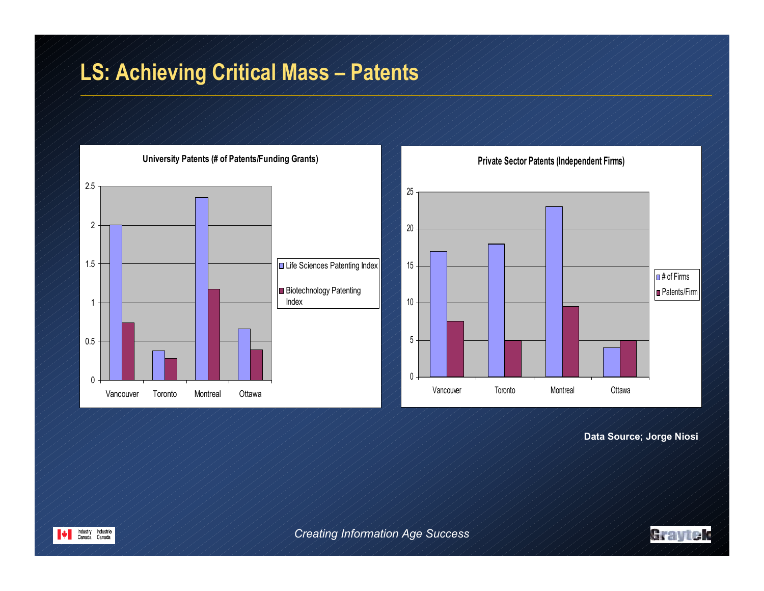# LS: Achieving Critical Mass – Patents

**University Patents (# of Patents/Funding Grants)**

| | Life Sciences Patenting Index | Biotechnology Patenting Index |
|---|---|---|
| Vancouver | 2 | 0.74 |
| Toronto | 0.38 | 0.28 |
| Montreal | 2.35 | 1.17 |
| Ottawa | 0.66 | 0.39 |

**Private Sector Patents (Independent Firms)**

| | # of Firms | Patents/Firm |
|---|---|---|
| Vancouver | 17 | 7.5 |
| Toronto | 18 | 5 |
| Montreal | 23 | 9.5 |
| Ottawa | 4 | 5 |

**Data Source; Jorge Niosi**

*Creating Information Age Success*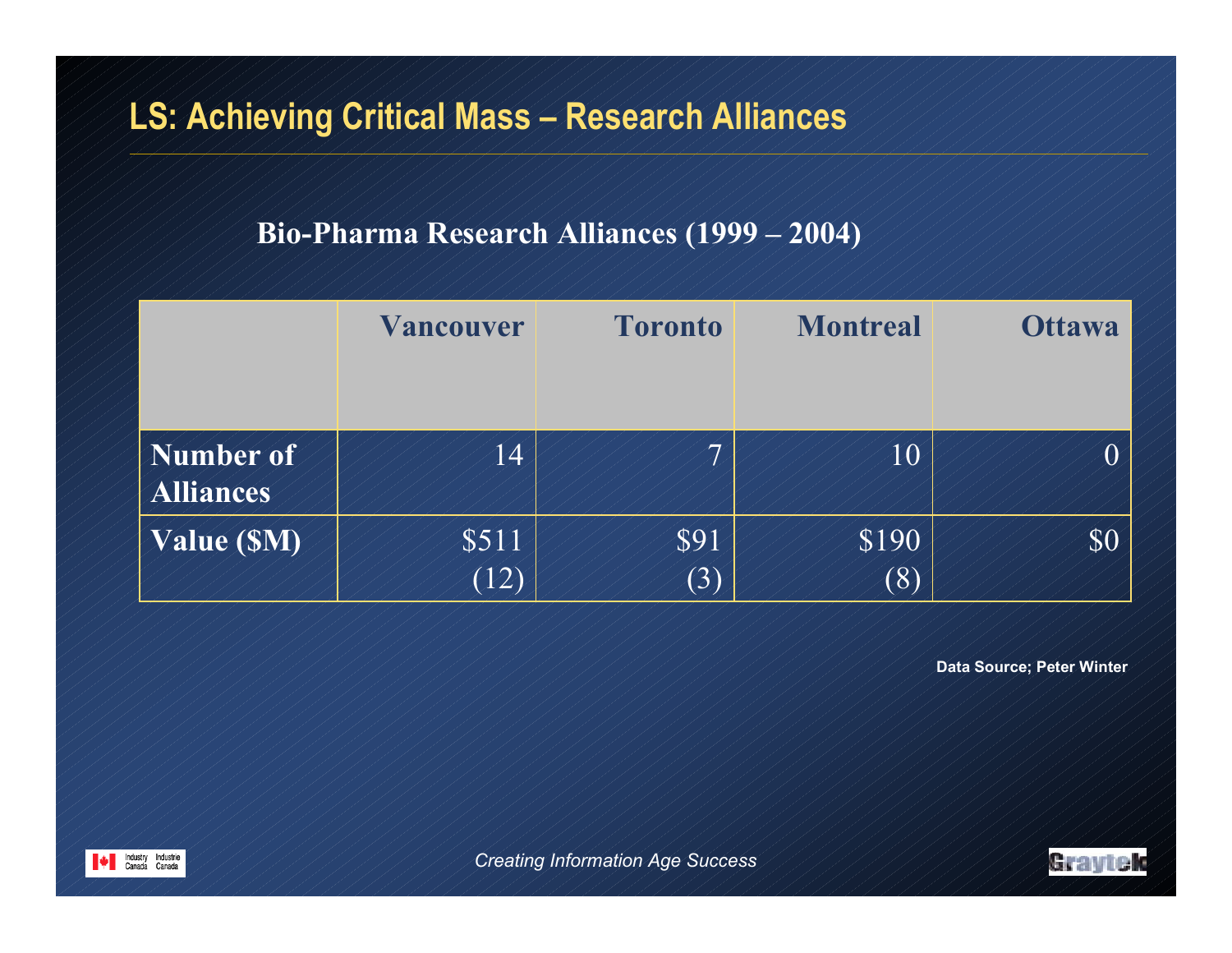# LS: Achieving Critical Mass – Research Alliances

**Bio-Pharma Research Alliances (1999 – 2004)**

| | Vancouver | Toronto | Montreal | Ottawa |
|---|---|---|---|---|
| **Number of Alliances** | 14 | 7 | 10 | 0 |
| **Value ($M)** | $511 (12) | $91 (3) | $190 (8) | $0 |

**Data Source; Peter Winter**

*Creating Information Age Success*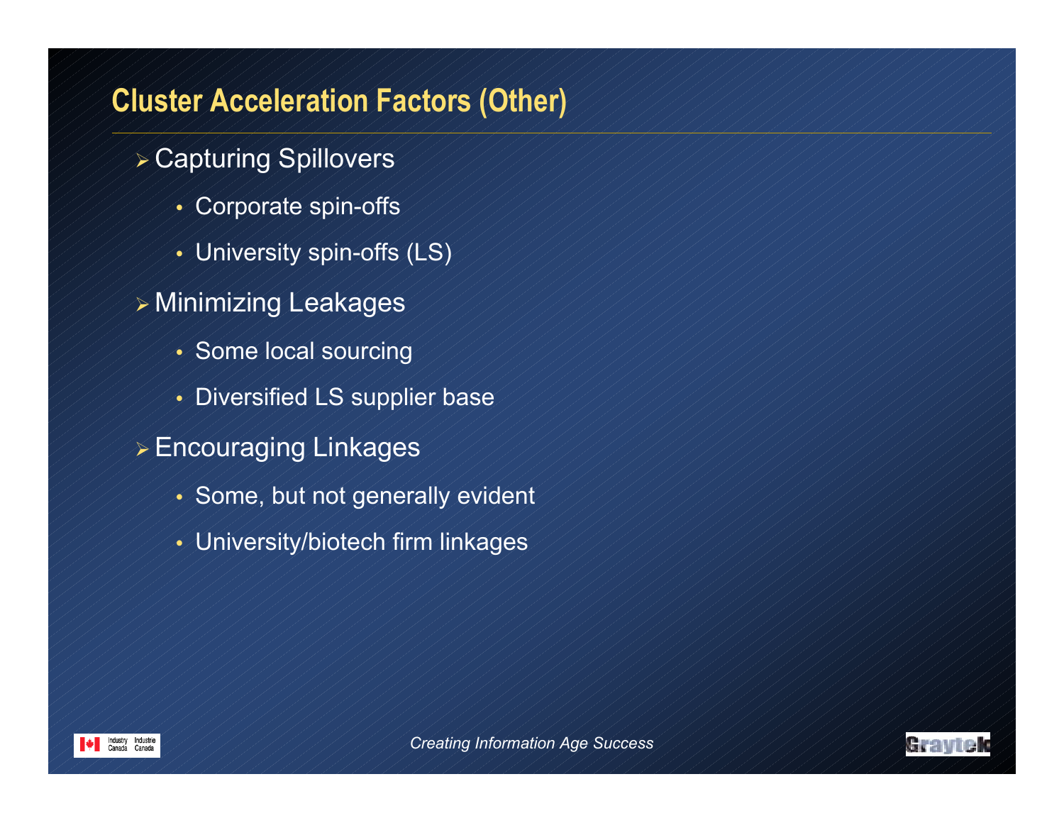## Cluster Acceleration Factors (Other)

- Capturing Spillovers
  - Corporate spin-offs
  - University spin-offs (LS)
- Minimizing Leakages
  - Some local sourcing
  - Diversified LS supplier base
- Encouraging Linkages
  - Some, but not generally evident
  - University/biotech firm linkages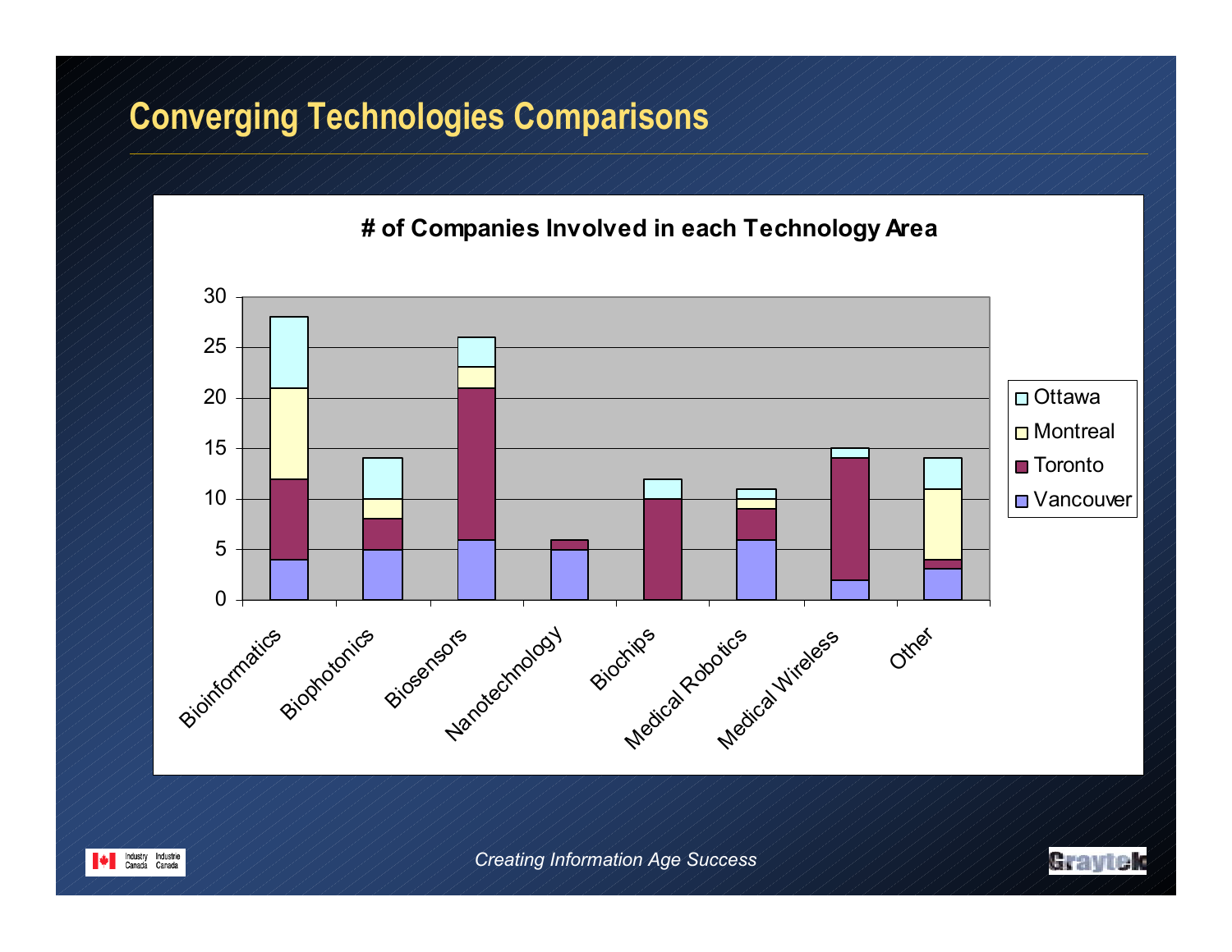# Converging Technologies Comparisons

**# of Companies Involved in each Technology Area**

| Technology Area | Vancouver | Toronto | Montreal | Ottawa |
|---|---|---|---|---|
| Bioinformatics | 4 | 8 | 9 | 7 |
| Biophotonics | 5 | 3 | 2 | 4 |
| Biosensors | 6 | 15 | 2 | 3 |
| Nanotechnology | 5 | 1 | 0 | 0 |
| Biochips | 0 | 10 | 0 | 2 |
| Medical Robotics | 6 | 3 | 1 | 1 |
| Medical Wireless | 2 | 12 | 0 | 1 |
| Other | 3 | 1 | 7 | 3 |

*Creating Information Age Success*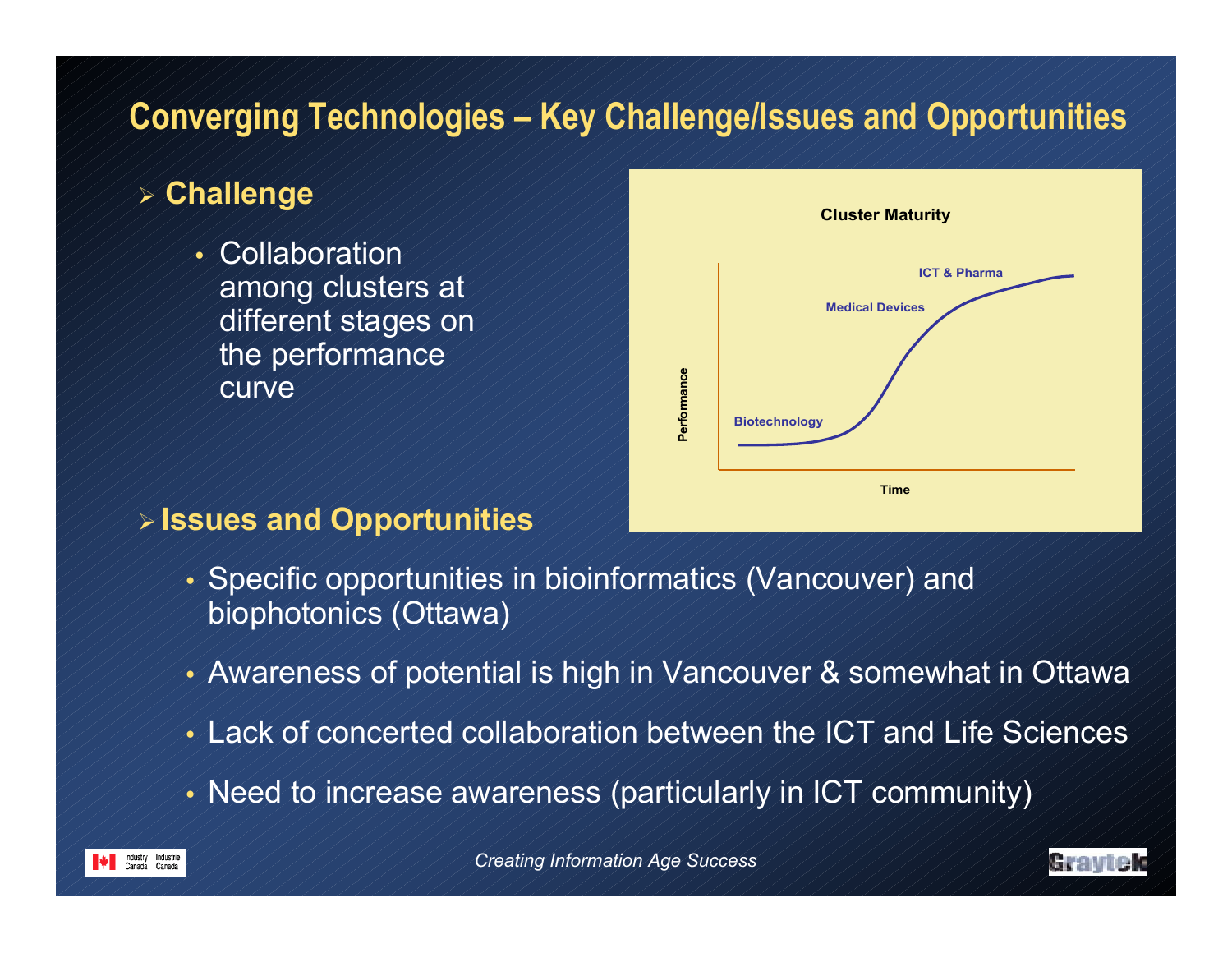# Converging Technologies – Key Challenge/Issues and Opportunities

## Challenge

- Collaboration among clusters at different stages on the performance curve

**Cluster Maturity**

Performance

Biotechnology

Medical Devices

ICT & Pharma

Time

## Issues and Opportunities

- Specific opportunities in bioinformatics (Vancouver) and biophotonics (Ottawa)
- Awareness of potential is high in Vancouver & somewhat in Ottawa
- Lack of concerted collaboration between the ICT and Life Sciences
- Need to increase awareness (particularly in ICT community)

*Creating Information Age Success*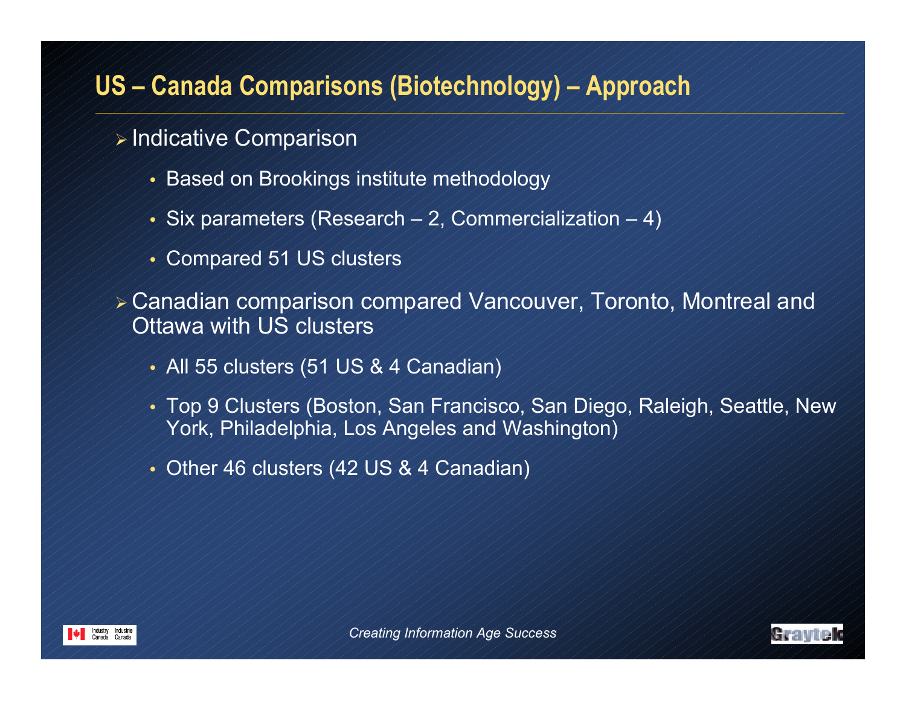# US – Canada Comparisons (Biotechnology) – Approach

- Indicative Comparison
  - Based on Brookings institute methodology
  - Six parameters (Research – 2, Commercialization – 4)
  - Compared 51 US clusters
- Canadian comparison compared Vancouver, Toronto, Montreal and Ottawa with US clusters
  - All 55 clusters (51 US & 4 Canadian)
  - Top 9 Clusters (Boston, San Francisco, San Diego, Raleigh, Seattle, New York, Philadelphia, Los Angeles and Washington)
  - Other 46 clusters (42 US & 4 Canadian)

*Creating Information Age Success*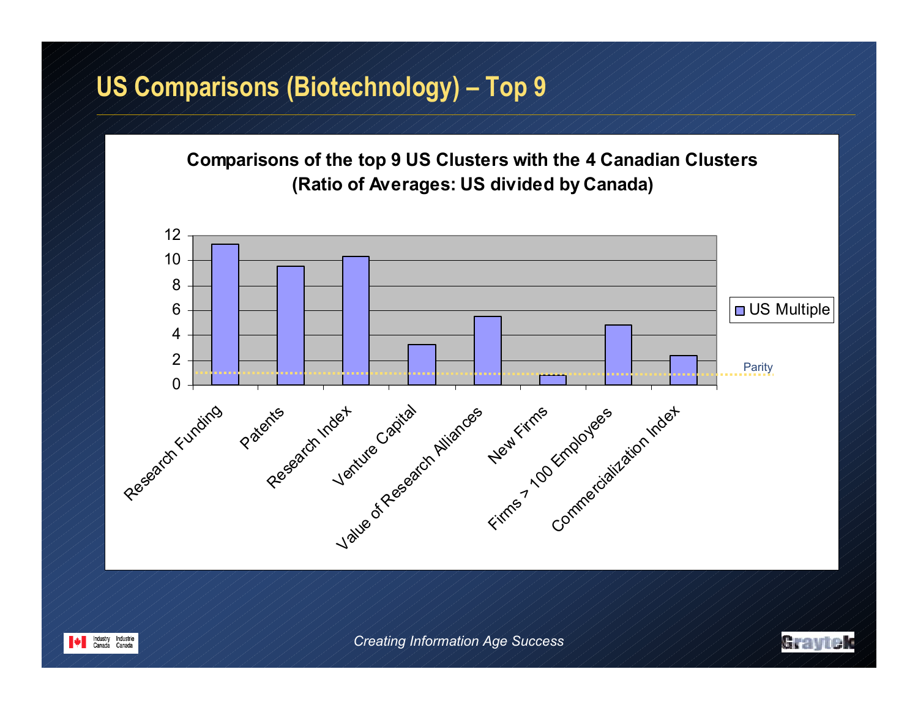# US Comparisons (Biotechnology) – Top 9

**Comparisons of the top 9 US Clusters with the 4 Canadian Clusters**
**(Ratio of Averages: US divided by Canada)**

| Category | US Multiple |
|---|---|
| Research Funding | 11.3 |
| Patents | 9.5 |
| Research Index | 10.3 |
| Venture Capital | 3.2 |
| Value of Research Alliances | 5.5 |
| New Firms | 0.8 |
| Firms > 100 Employees | 4.8 |
| Commercialization Index | 2.3 |

Parity

*Creating Information Age Success*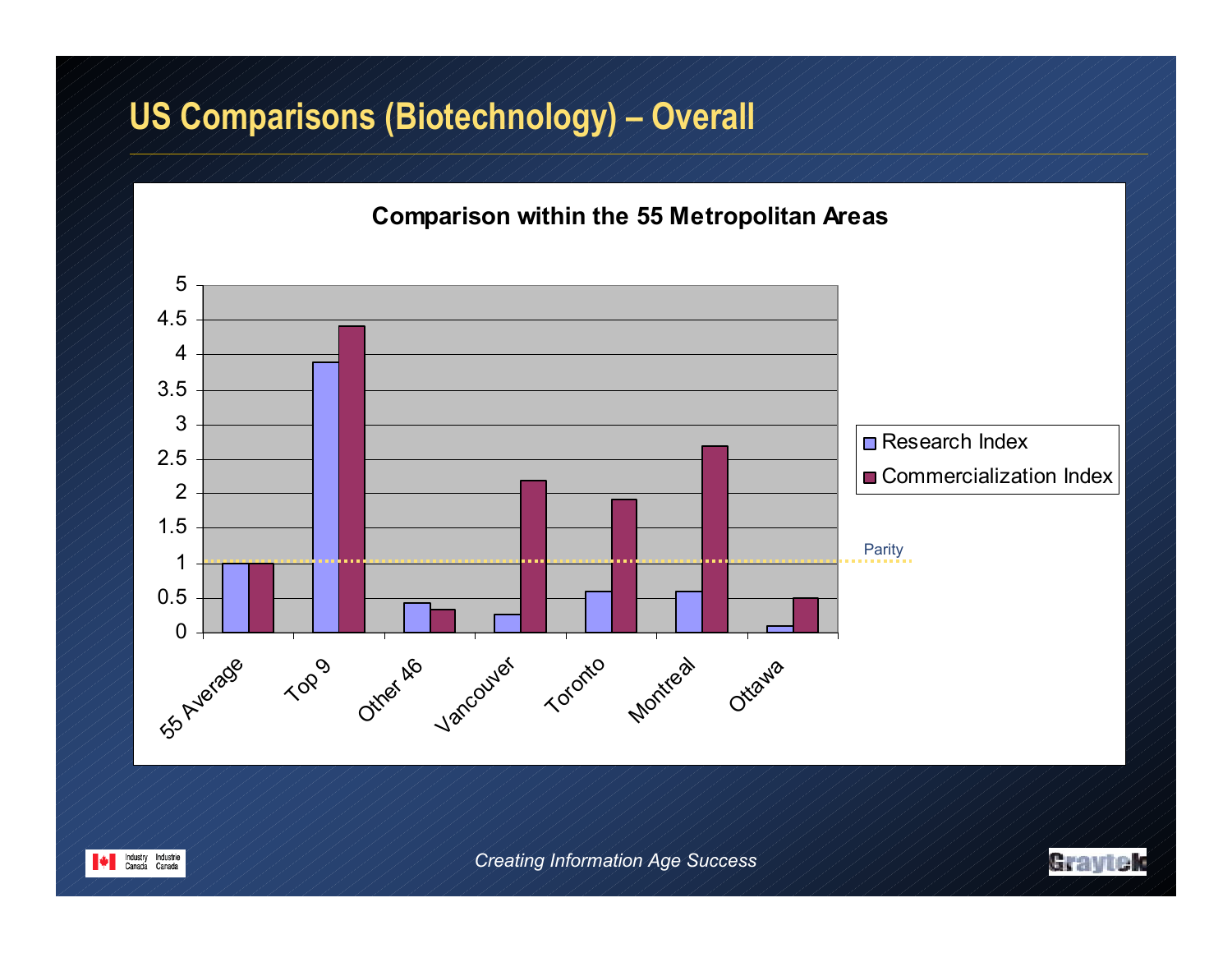# US Comparisons (Biotechnology) – Overall

**Comparison within the 55 Metropolitan Areas**

| | Research Index | Commercialization Index |
|---|---|---|
| 55 Average | 1 | 1 |
| Top 9 | 3.9 | 4.4 |
| Other 46 | 0.4 | 0.3 |
| Vancouver | 0.25 | 2.2 |
| Toronto | 0.6 | 1.9 |
| Montreal | 0.6 | 2.7 |
| Ottawa | 0.1 | 0.5 |

Parity

*Creating Information Age Success*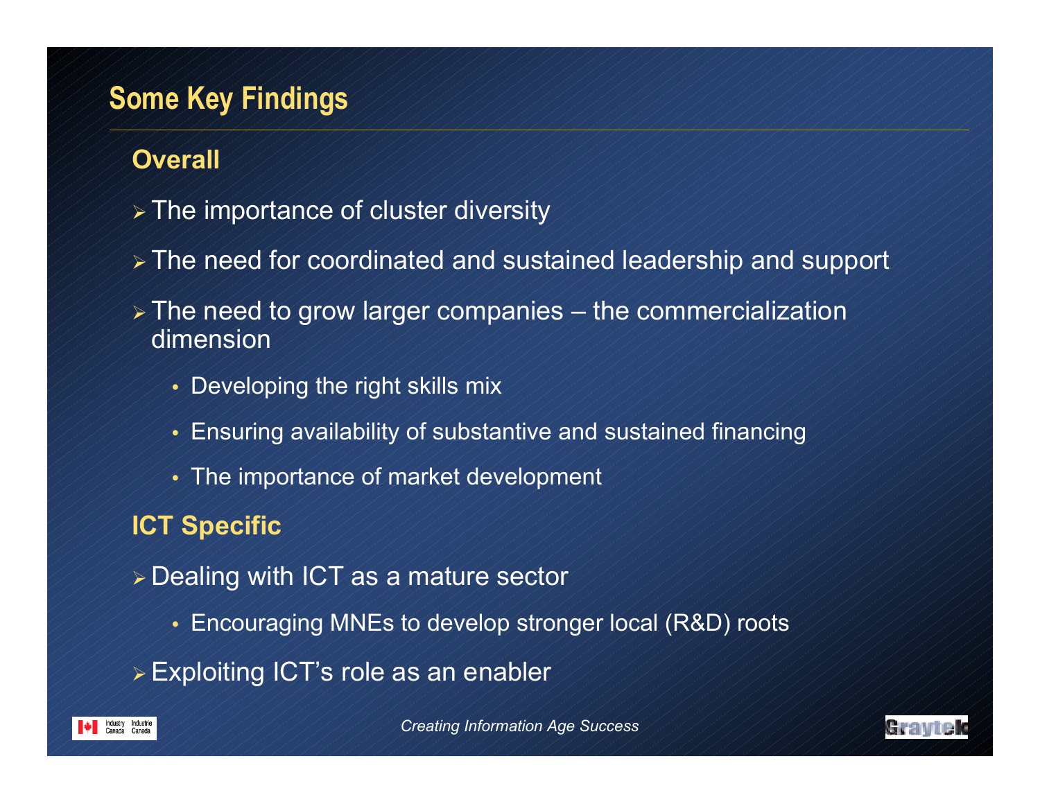## Some Key Findings

### Overall

- The importance of cluster diversity
- The need for coordinated and sustained leadership and support
- The need to grow larger companies – the commercialization dimension
  - Developing the right skills mix
  - Ensuring availability of substantive and sustained financing
  - The importance of market development

### ICT Specific

- Dealing with ICT as a mature sector
  - Encouraging MNEs to develop stronger local (R&D) roots
- Exploiting ICT's role as an enabler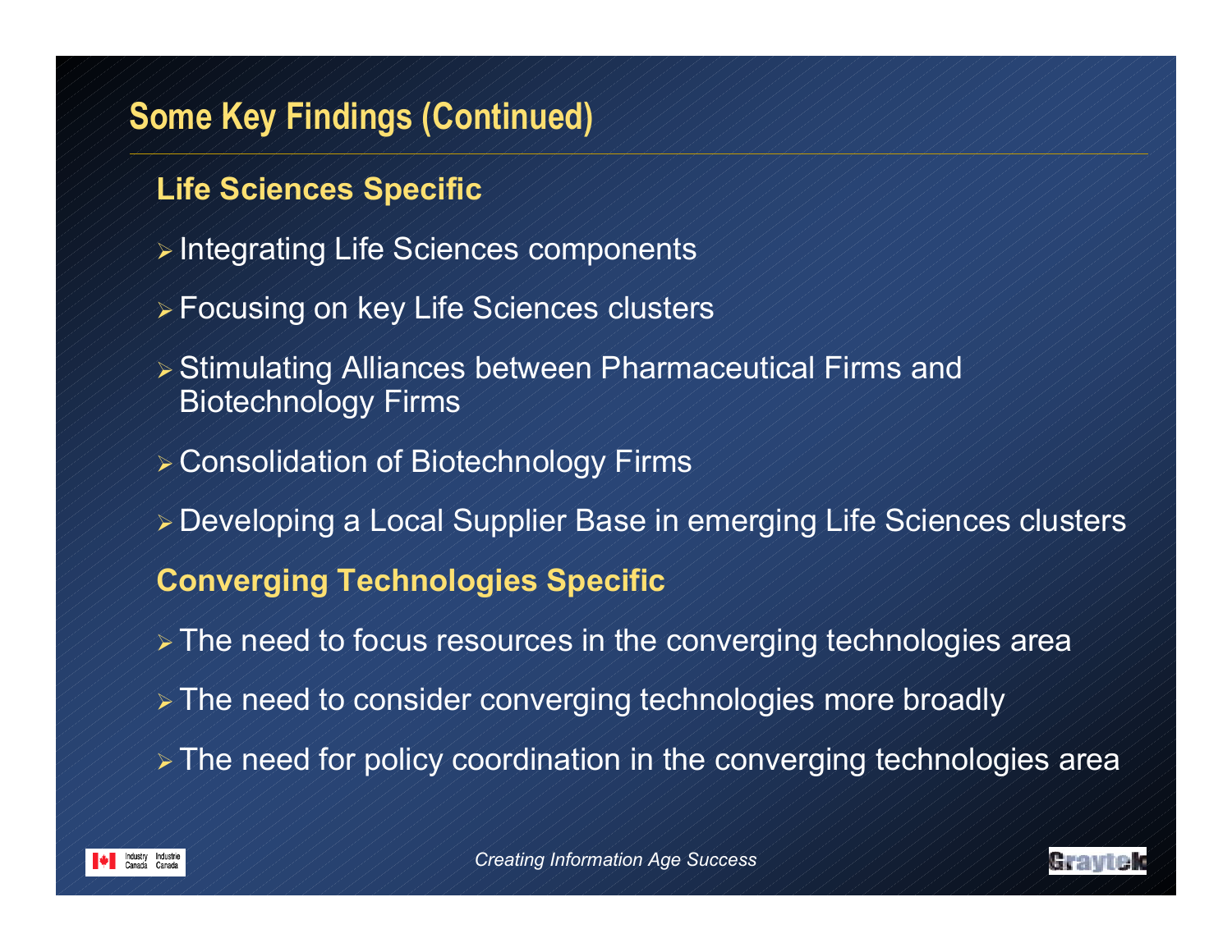# Some Key Findings (Continued)

## Life Sciences Specific

- Integrating Life Sciences components
- Focusing on key Life Sciences clusters
- Stimulating Alliances between Pharmaceutical Firms and Biotechnology Firms
- Consolidation of Biotechnology Firms
- Developing a Local Supplier Base in emerging Life Sciences clusters

## Converging Technologies Specific

- The need to focus resources in the converging technologies area
- The need to consider converging technologies more broadly
- The need for policy coordination in the converging technologies area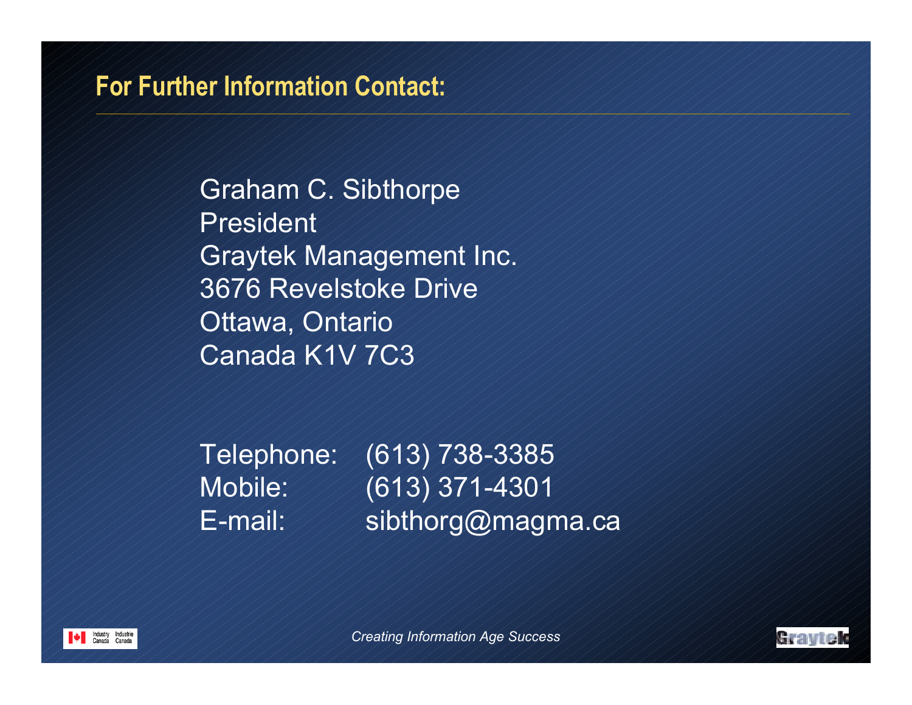## For Further Information Contact:

Graham C. Sibthorpe
President
Graytek Management Inc.
3676 Revelstoke Drive
Ottawa, Ontario
Canada K1V 7C3

Telephone: (613) 738-3385
Mobile: (613) 371-4301
E-mail: sibthorg@magma.ca

*Creating Information Age Success*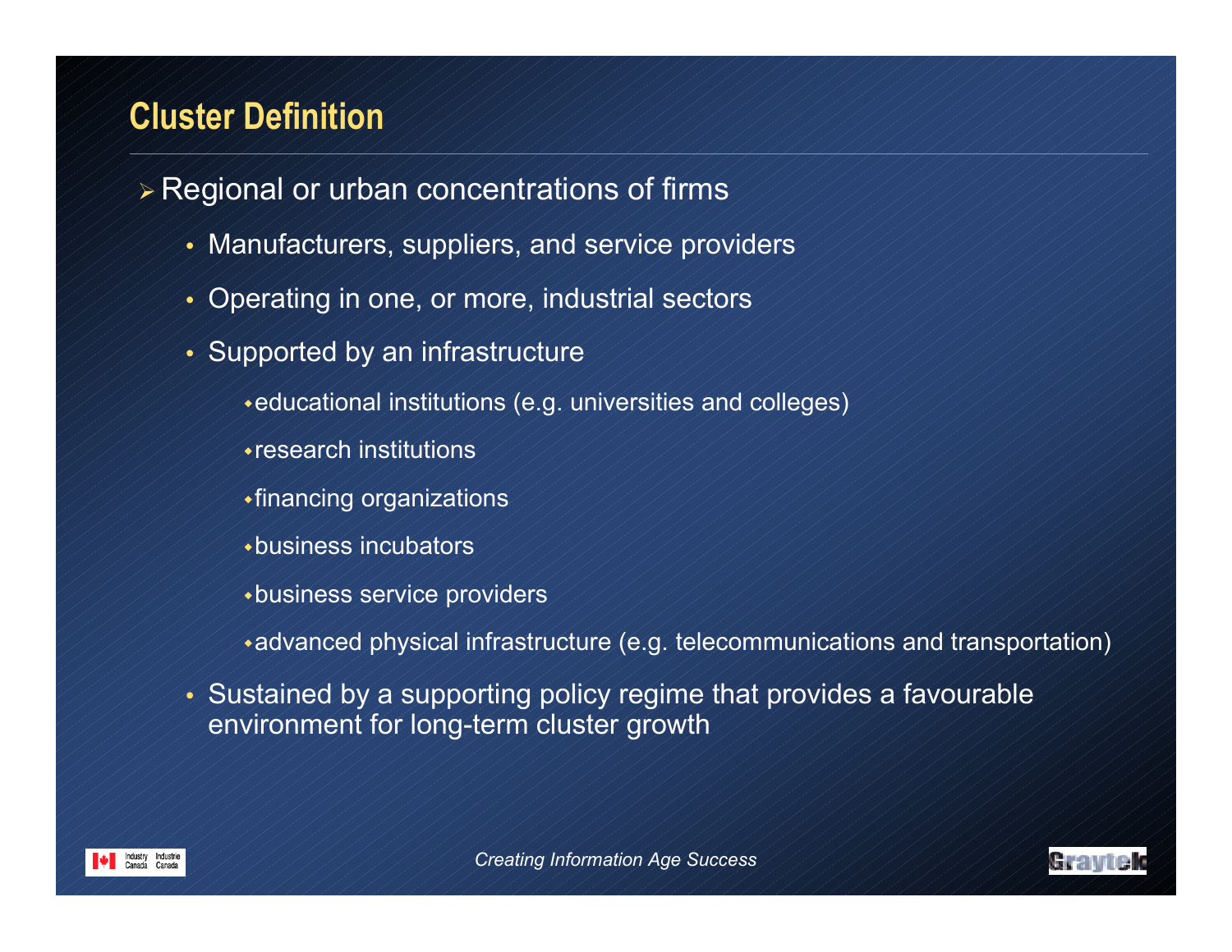# Cluster Definition

- Regional or urban concentrations of firms
  - Manufacturers, suppliers, and service providers
  - Operating in one, or more, industrial sectors
  - Supported by an infrastructure
    - educational institutions (e.g. universities and colleges)
    - research institutions
    - financing organizations
    - business incubators
    - business service providers
    - advanced physical infrastructure (e.g. telecommunications and transportation)
  - Sustained by a supporting policy regime that provides a favourable environment for long-term cluster growth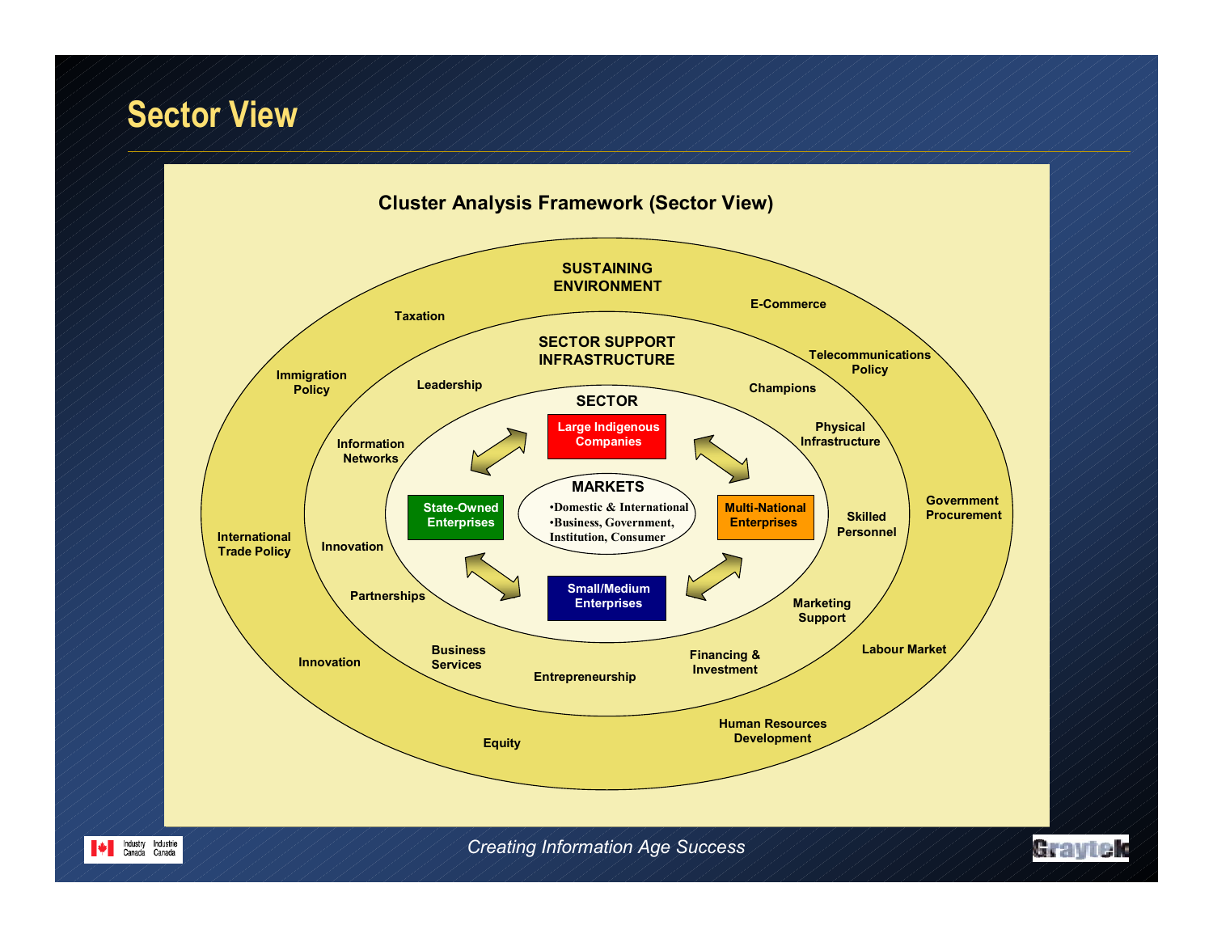# Sector View

## Cluster Analysis Framework (Sector View)

**SUSTAINING ENVIRONMENT**

Taxation
E-Commerce
Telecommunications Policy
Immigration Policy
Government Procurement
International Trade Policy
Labour Market
Innovation
Human Resources Development
Equity

**SECTOR SUPPORT INFRASTRUCTURE**

Leadership
Champions
Information Networks
Physical Infrastructure
Innovation
Skilled Personnel
Partnerships
Marketing Support
Business Services
Financing & Investment
Entrepreneurship

**SECTOR**

Large Indigenous Companies
State-Owned Enterprises
Multi-National Enterprises
Small/Medium Enterprises

**MARKETS**

- Domestic & International
- Business, Government, Institution, Consumer

*Creating Information Age Success*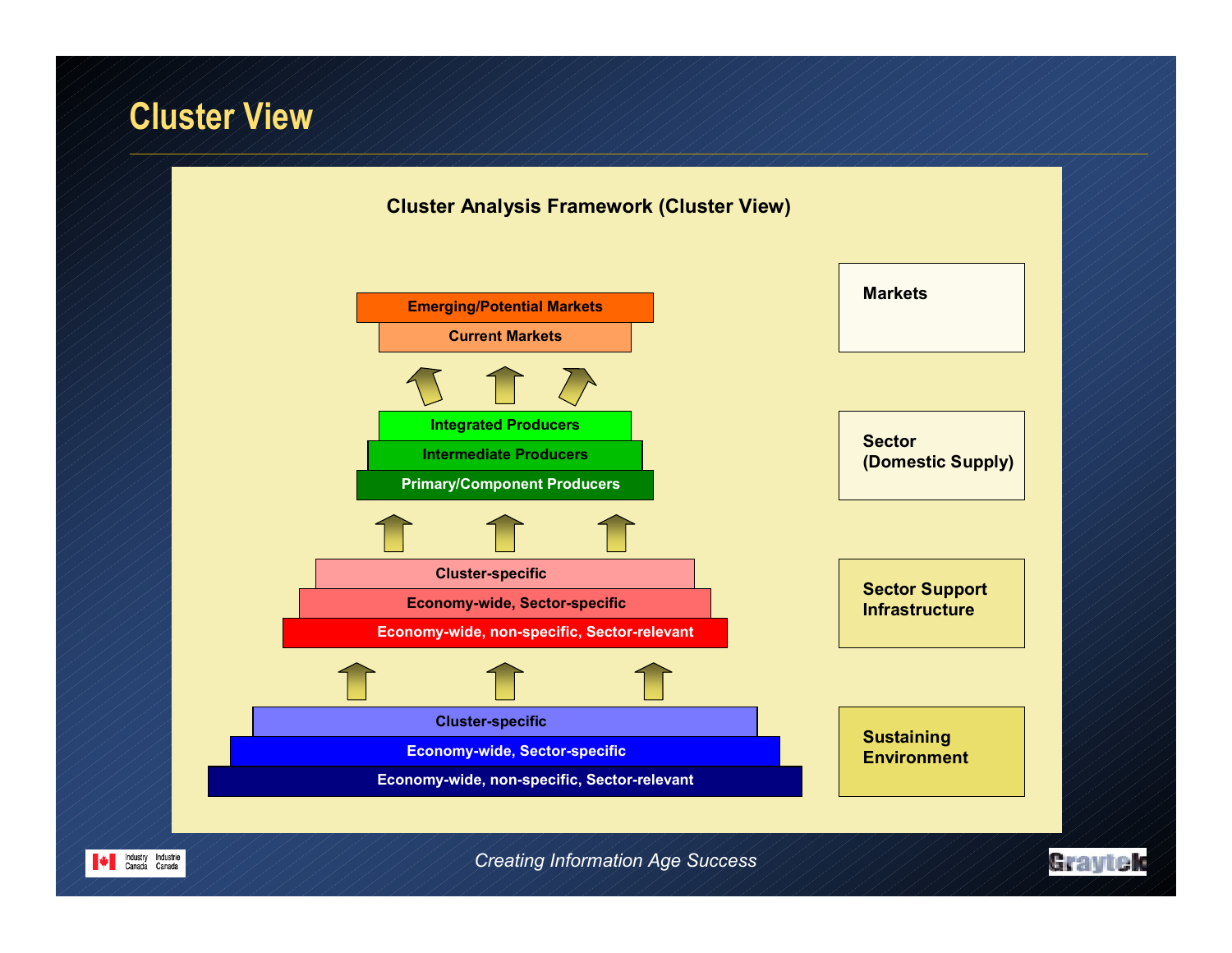# Cluster View

**Cluster Analysis Framework (Cluster View)**

**Markets**

- Emerging/Potential Markets
- Current Markets

**Sector (Domestic Supply)**

- Integrated Producers
- Intermediate Producers
- Primary/Component Producers

**Sector Support Infrastructure**

- Cluster-specific
- Economy-wide, Sector-specific
- Economy-wide, non-specific, Sector-relevant

**Sustaining Environment**

- Cluster-specific
- Economy-wide, Sector-specific
- Economy-wide, non-specific, Sector-relevant

*Creating Information Age Success*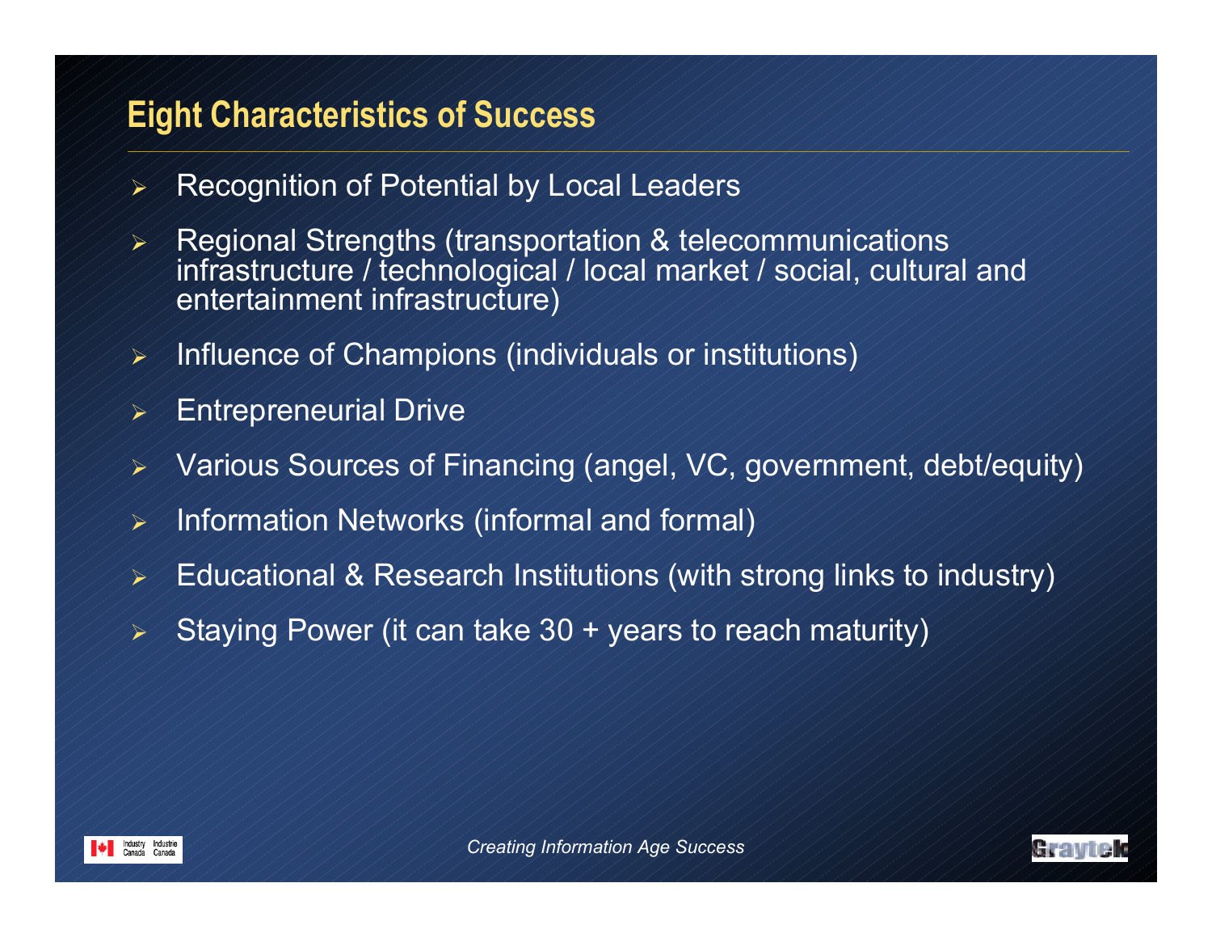## Eight Characteristics of Success

- Recognition of Potential by Local Leaders
- Regional Strengths (transportation & telecommunications infrastructure / technological / local market / social, cultural and entertainment infrastructure)
- Influence of Champions (individuals or institutions)
- Entrepreneurial Drive
- Various Sources of Financing (angel, VC, government, debt/equity)
- Information Networks (informal and formal)
- Educational & Research Institutions (with strong links to industry)
- Staying Power (it can take 30 + years to reach maturity)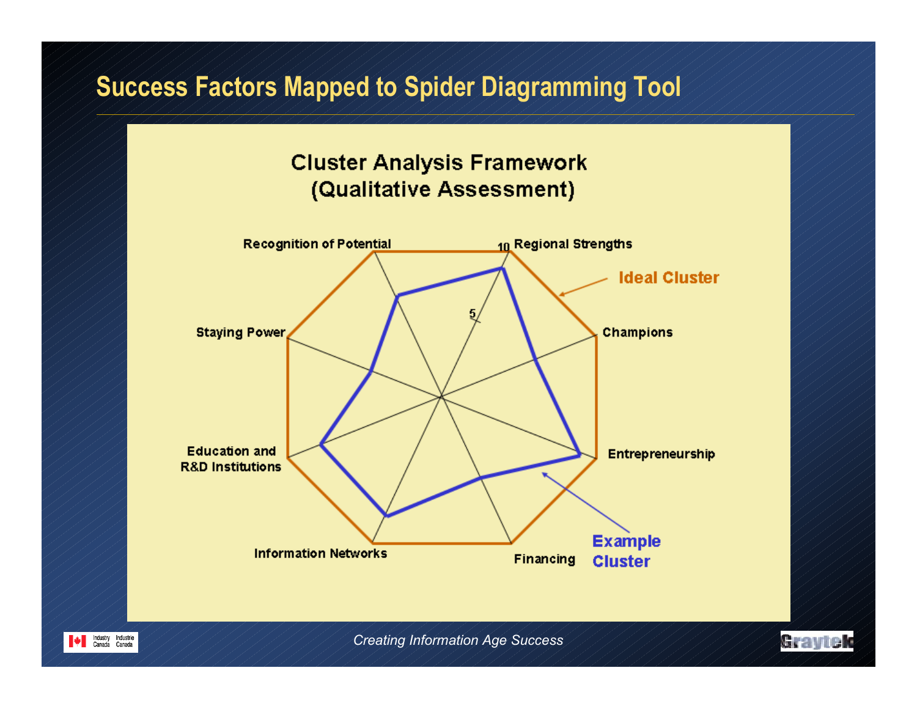# Success Factors Mapped to Spider Diagramming Tool

**Cluster Analysis Framework (Qualitative Assessment)**

- Recognition of Potential
- Regional Strengths
- Champions
- Entrepreneurship
- Financing
- Information Networks
- Education and R&D Institutions
- Staying Power

10

5

Ideal Cluster

Example Cluster

*Creating Information Age Success*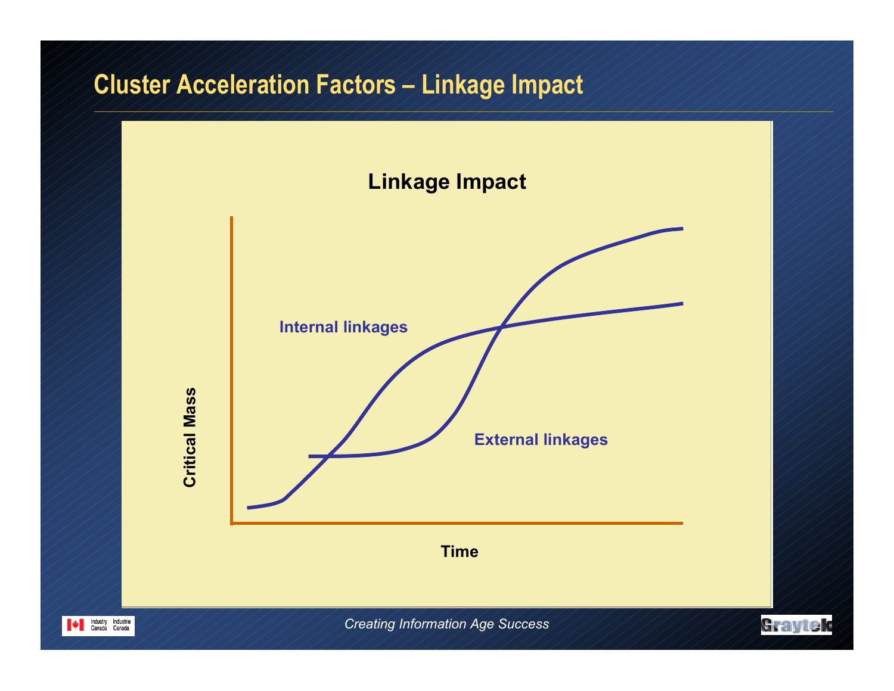# Cluster Acceleration Factors – Linkage Impact

**Linkage Impact**

Internal linkages

External linkages

Critical Mass

Time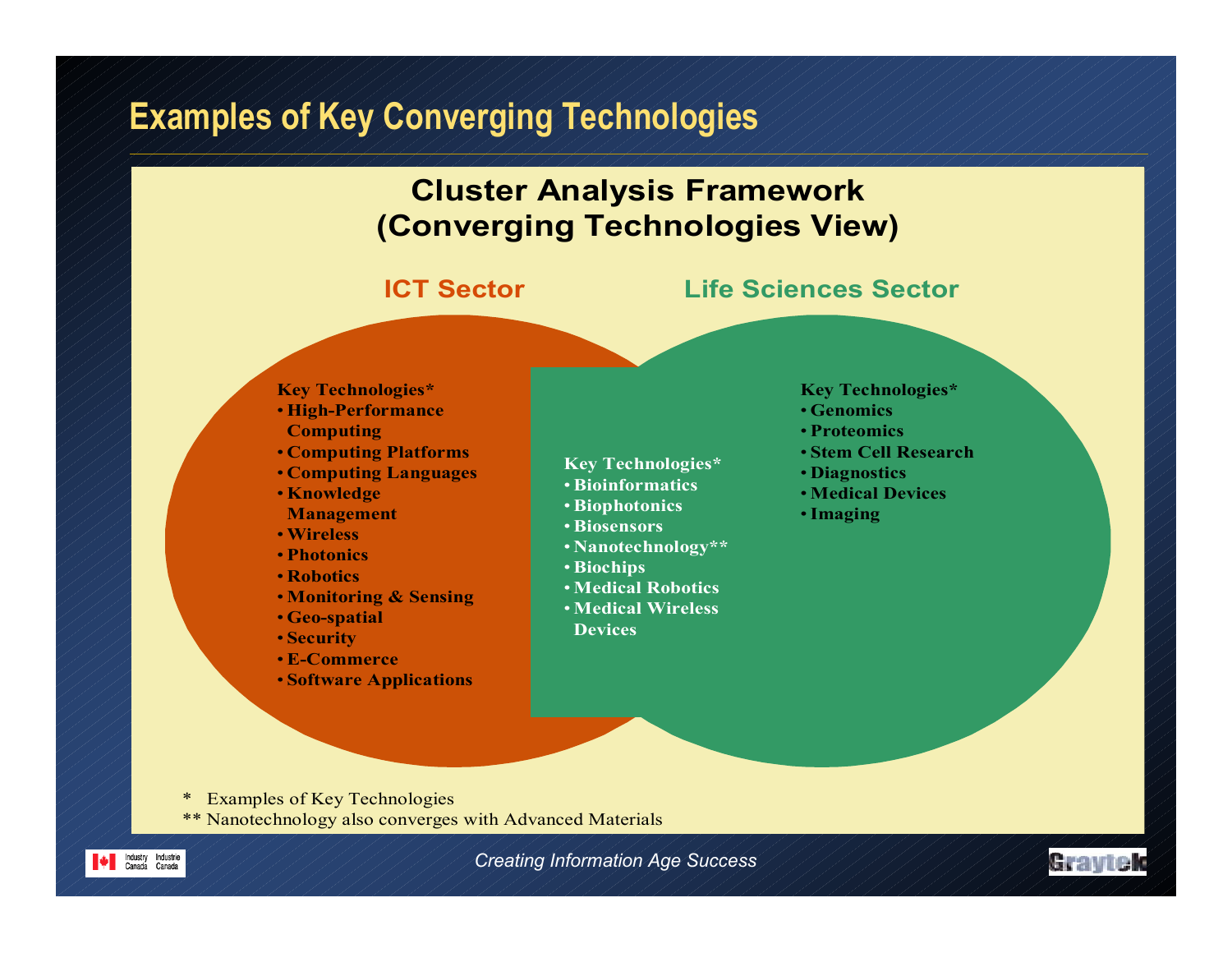# Examples of Key Converging Technologies

## Cluster Analysis Framework (Converging Technologies View)

### ICT Sector

**Key Technologies***
- **High-Performance Computing**
- **Computing Platforms**
- **Computing Languages**
- **Knowledge Management**
- **Wireless**
- **Photonics**
- **Robotics**
- **Monitoring & Sensing**
- **Geo-spatial**
- **Security**
- **E-Commerce**
- **Software Applications**

### ICT / Life Sciences Convergence

**Key Technologies***
- **Bioinformatics**
- **Biophotonics**
- **Biosensors**
- **Nanotechnology****
- **Biochips**
- **Medical Robotics**
- **Medical Wireless Devices**

### Life Sciences Sector

**Key Technologies***
- **Genomics**
- **Proteomics**
- **Stem Cell Research**
- **Diagnostics**
- **Medical Devices**
- **Imaging**

\* Examples of Key Technologies

** Nanotechnology also converges with Advanced Materials

*Creating Information Age Success*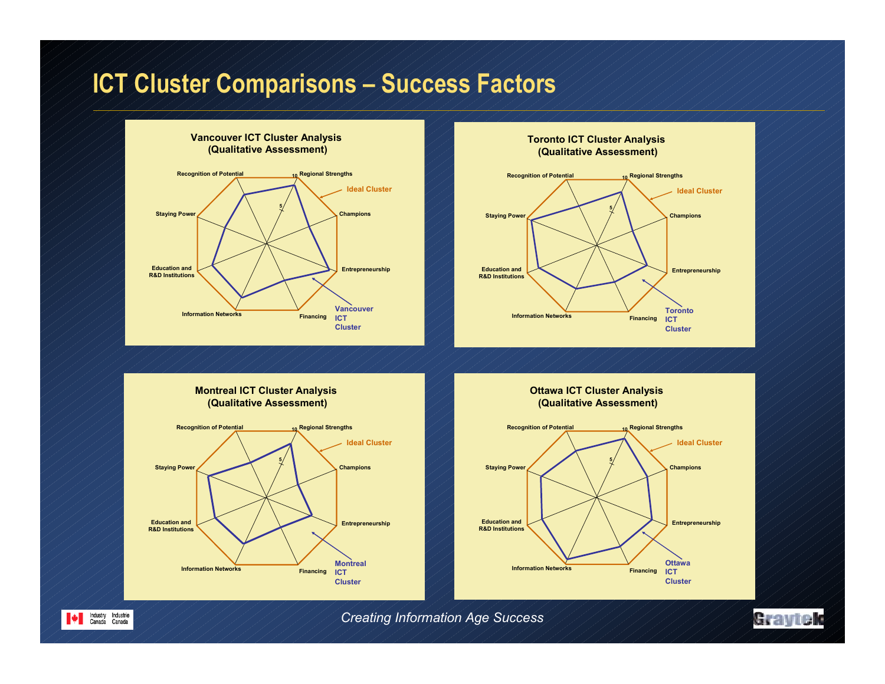# ICT Cluster Comparisons – Success Factors

**Vancouver ICT Cluster Analysis (Qualitative Assessment)**

Recognition of Potential, Regional Strengths, Champions, Entrepreneurship, Financing, Information Networks, Education and R&D Institutions, Staying Power

Ideal Cluster

Vancouver ICT Cluster

**Toronto ICT Cluster Analysis (Qualitative Assessment)**

Recognition of Potential, Regional Strengths, Champions, Entrepreneurship, Financing, Information Networks, Education and R&D Institutions, Staying Power

Ideal Cluster

Toronto ICT Cluster

**Montreal ICT Cluster Analysis (Qualitative Assessment)**

Recognition of Potential, Regional Strengths, Champions, Entrepreneurship, Financing, Information Networks, Education and R&D Institutions, Staying Power

Ideal Cluster

Montreal ICT Cluster

**Ottawa ICT Cluster Analysis (Qualitative Assessment)**

Recognition of Potential, Regional Strengths, Champions, Entrepreneurship, Financing, Information Networks, Education and R&D Institutions, Staying Power

Ideal Cluster

Ottawa ICT Cluster

Industry Canada / Industrie Canada

*Creating Information Age Success*

Graytek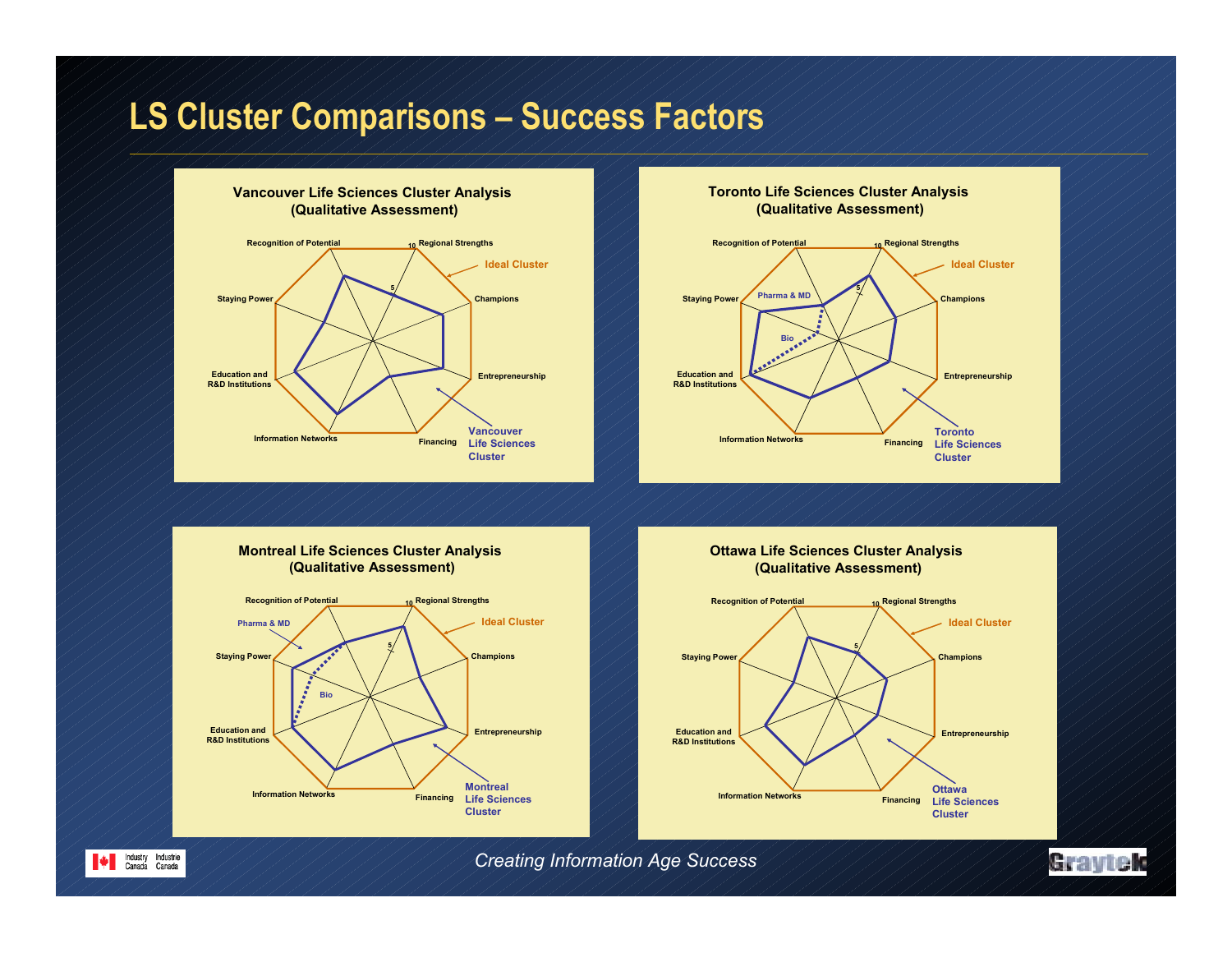# LS Cluster Comparisons – Success Factors

### Vancouver Life Sciences Cluster Analysis (Qualitative Assessment)

Recognition of Potential
10
Regional Strengths
5
Ideal Cluster
Staying Power
Champions
Education and R&D Institutions
Entrepreneurship
Information Networks
Financing
Vancouver Life Sciences Cluster

### Toronto Life Sciences Cluster Analysis (Qualitative Assessment)

Recognition of Potential
10
Regional Strengths
5
Ideal Cluster
Pharma & MD
Staying Power
Champions
Bio
Education and R&D Institutions
Entrepreneurship
Information Networks
Financing
Toronto Life Sciences Cluster

### Montreal Life Sciences Cluster Analysis (Qualitative Assessment)

Recognition of Potential
10
Regional Strengths
Pharma & MD
Ideal Cluster
5
Staying Power
Champions
Bio
Education and R&D Institutions
Entrepreneurship
Information Networks
Financing
Montreal Life Sciences Cluster

### Ottawa Life Sciences Cluster Analysis (Qualitative Assessment)

Recognition of Potential
10
Regional Strengths
5
Ideal Cluster
Staying Power
Champions
Education and R&D Institutions
Entrepreneurship
Information Networks
Financing
Ottawa Life Sciences Cluster

Industry Canada / Industrie Canada

*Creating Information Age Success*

Graytek